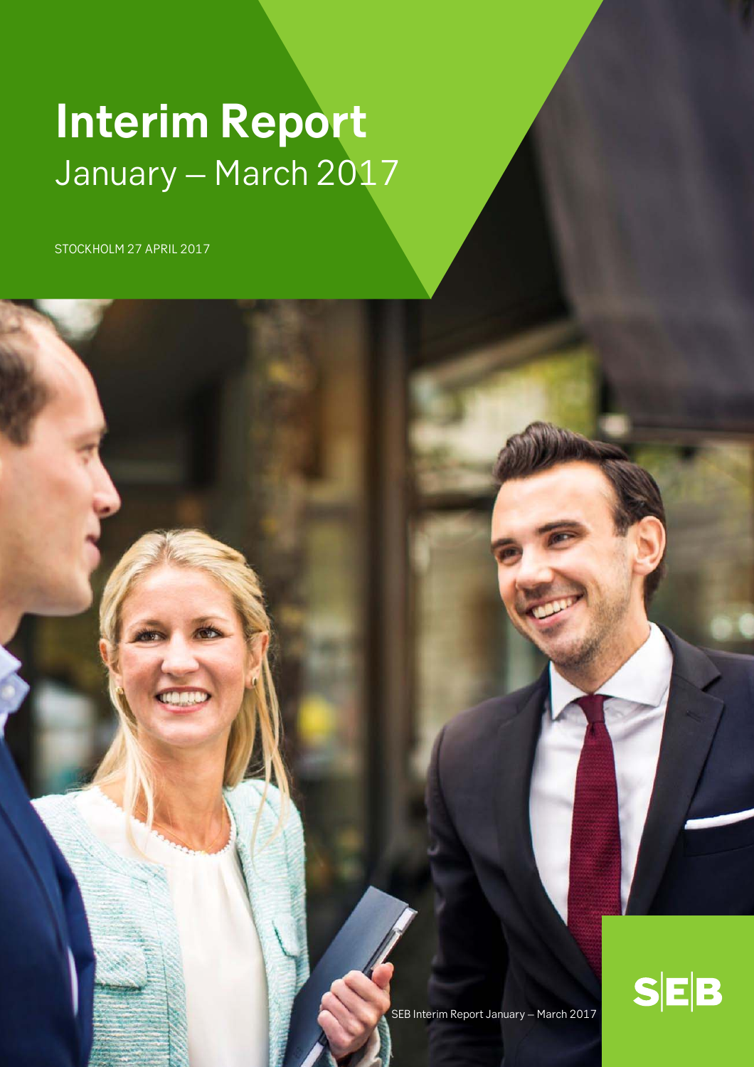# Interim Report
January – March 2017

STOCKHOLM 27 APRIL 2017

SEB Interim Report January – March 2017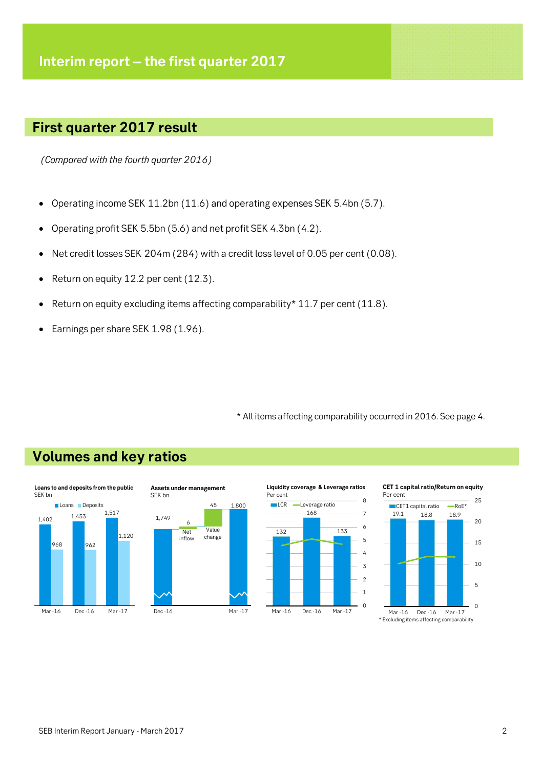# Interim report – the first quarter 2017

## First quarter 2017 result

*(Compared with the fourth quarter 2016)*

- Operating income SEK 11.2bn (11.6) and operating expenses SEK 5.4bn (5.7).
- Operating profit SEK 5.5bn (5.6) and net profit SEK 4.3bn (4.2).
- Net credit losses SEK 204m (284) with a credit loss level of 0.05 per cent (0.08).
- Return on equity 12.2 per cent (12.3).
- Return on equity excluding items affecting comparability* 11.7 per cent (11.8).
- Earnings per share SEK 1.98 (1.96).

\* All items affecting comparability occurred in 2016. See page 4.

## Volumes and key ratios

**Loans to and deposits from the public**
SEK bn

| | Loans | Deposits |
|---|---|---|
| Mar-16 | 1,402 | 968 |
| Dec-16 | 1,453 | 962 |
| Mar-17 | 1,517 | 1,120 |

**Assets under management**
SEK bn

| Dec-16 | Net inflow | Value change | Mar-17 |
|---|---|---|---|
| 1,749 | 6 | 45 | 1,800 |

**Liquidity coverage & Leverage ratios**
Per cent

| | LCR |
|---|---|
| Mar-16 | 132 |
| Dec-16 | 168 |
| Mar-17 | 133 |

**CET 1 capital ratio/Return on equity**
Per cent

| | CET1 capital ratio |
|---|---|
| Mar-16 | 19.1 |
| Dec-16 | 18.8 |
| Mar-17 | 18.9 |

\* Excluding items affecting comparability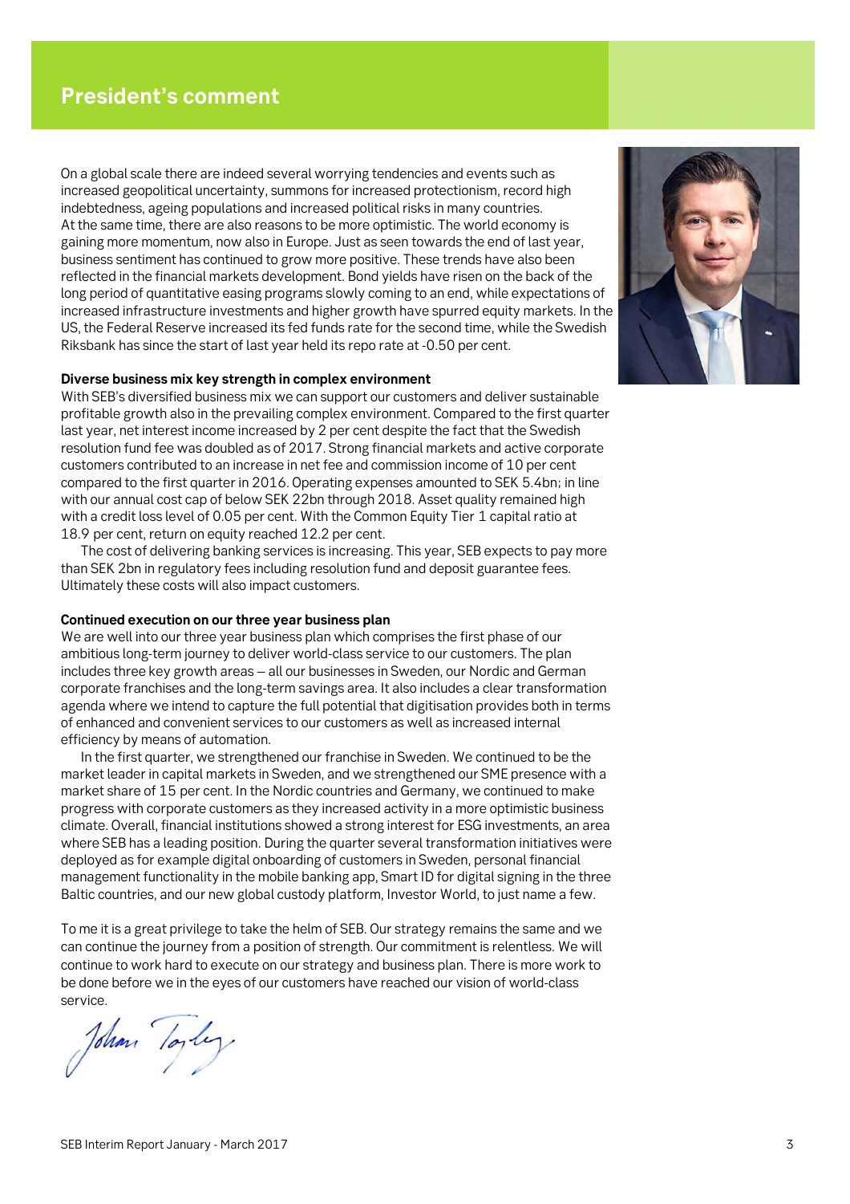# President's comment

On a global scale there are indeed several worrying tendencies and events such as increased geopolitical uncertainty, summons for increased protectionism, record high indebtedness, ageing populations and increased political risks in many countries. At the same time, there are also reasons to be more optimistic. The world economy is gaining more momentum, now also in Europe. Just as seen towards the end of last year, business sentiment has continued to grow more positive. These trends have also been reflected in the financial markets development. Bond yields have risen on the back of the long period of quantitative easing programs slowly coming to an end, while expectations of increased infrastructure investments and higher growth have spurred equity markets. In the US, the Federal Reserve increased its fed funds rate for the second time, while the Swedish Riksbank has since the start of last year held its repo rate at -0.50 per cent.

**Diverse business mix key strength in complex environment**

With SEB's diversified business mix we can support our customers and deliver sustainable profitable growth also in the prevailing complex environment. Compared to the first quarter last year, net interest income increased by 2 per cent despite the fact that the Swedish resolution fund fee was doubled as of 2017. Strong financial markets and active corporate customers contributed to an increase in net fee and commission income of 10 per cent compared to the first quarter in 2016. Operating expenses amounted to SEK 5.4bn; in line with our annual cost cap of below SEK 22bn through 2018. Asset quality remained high with a credit loss level of 0.05 per cent. With the Common Equity Tier 1 capital ratio at 18.9 per cent, return on equity reached 12.2 per cent.

The cost of delivering banking services is increasing. This year, SEB expects to pay more than SEK 2bn in regulatory fees including resolution fund and deposit guarantee fees. Ultimately these costs will also impact customers.

**Continued execution on our three year business plan**

We are well into our three year business plan which comprises the first phase of our ambitious long-term journey to deliver world-class service to our customers. The plan includes three key growth areas – all our businesses in Sweden, our Nordic and German corporate franchises and the long-term savings area. It also includes a clear transformation agenda where we intend to capture the full potential that digitisation provides both in terms of enhanced and convenient services to our customers as well as increased internal efficiency by means of automation.

In the first quarter, we strengthened our franchise in Sweden. We continued to be the market leader in capital markets in Sweden, and we strengthened our SME presence with a market share of 15 per cent. In the Nordic countries and Germany, we continued to make progress with corporate customers as they increased activity in a more optimistic business climate. Overall, financial institutions showed a strong interest for ESG investments, an area where SEB has a leading position. During the quarter several transformation initiatives were deployed as for example digital onboarding of customers in Sweden, personal financial management functionality in the mobile banking app, Smart ID for digital signing in the three Baltic countries, and our new global custody platform, Investor World, to just name a few.

To me it is a great privilege to take the helm of SEB. Our strategy remains the same and we can continue the journey from a position of strength. Our commitment is relentless. We will continue to work hard to execute on our strategy and business plan. There is more work to be done before we in the eyes of our customers have reached our vision of world-class service.

Johan Torgeby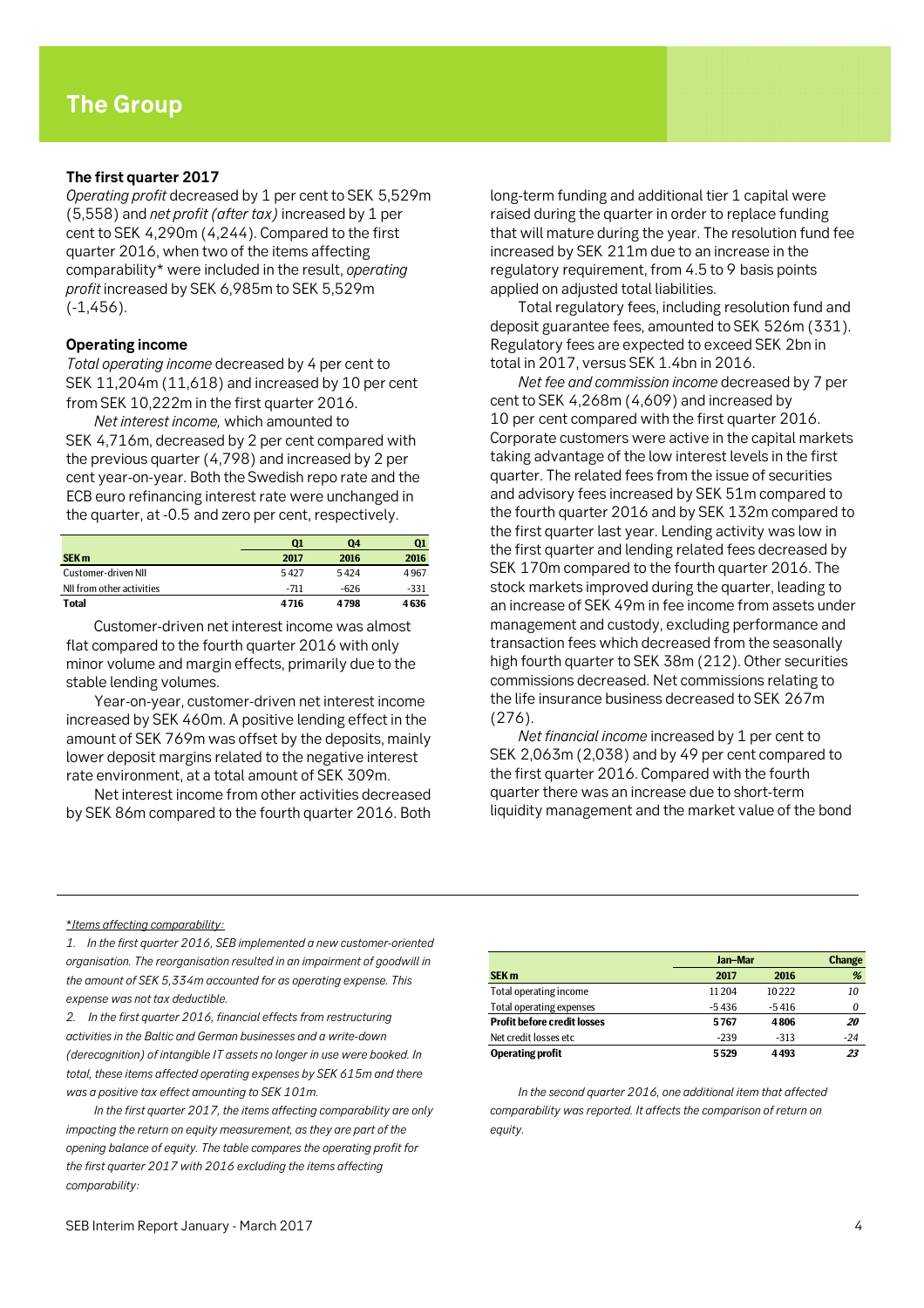# The Group

### The first quarter 2017

*Operating profit* decreased by 1 per cent to SEK 5,529m (5,558) and *net profit (after tax)* increased by 1 per cent to SEK 4,290m (4,244). Compared to the first quarter 2016, when two of the items affecting comparability* were included in the result, *operating profit* increased by SEK 6,985m to SEK 5,529m (-1,456).

### Operating income

*Total operating income* decreased by 4 per cent to SEK 11,204m (11,618) and increased by 10 per cent from SEK 10,222m in the first quarter 2016.

*Net interest income,* which amounted to SEK 4,716m, decreased by 2 per cent compared with the previous quarter (4,798) and increased by 2 per cent year-on-year. Both the Swedish repo rate and the ECB euro refinancing interest rate were unchanged in the quarter, at -0.5 and zero per cent, respectively.

| | Q1 | Q4 | Q1 |
|---|---|---|---|
| **SEK m** | **2017** | **2016** | **2016** |
| Customer-driven NII | 5 427 | 5 424 | 4 967 |
| NII from other activities | -711 | -626 | -331 |
| **Total** | **4 716** | **4 798** | **4 636** |

Customer-driven net interest income was almost flat compared to the fourth quarter 2016 with only minor volume and margin effects, primarily due to the stable lending volumes.

Year-on-year, customer-driven net interest income increased by SEK 460m. A positive lending effect in the amount of SEK 769m was offset by the deposits, mainly lower deposit margins related to the negative interest rate environment, at a total amount of SEK 309m.

Net interest income from other activities decreased by SEK 86m compared to the fourth quarter 2016. Both long-term funding and additional tier 1 capital were raised during the quarter in order to replace funding that will mature during the year. The resolution fund fee increased by SEK 211m due to an increase in the regulatory requirement, from 4.5 to 9 basis points applied on adjusted total liabilities.

Total regulatory fees, including resolution fund and deposit guarantee fees, amounted to SEK 526m (331). Regulatory fees are expected to exceed SEK 2bn in total in 2017, versus SEK 1.4bn in 2016.

*Net fee and commission income* decreased by 7 per cent to SEK 4,268m (4,609) and increased by 10 per cent compared with the first quarter 2016. Corporate customers were active in the capital markets taking advantage of the low interest levels in the first quarter. The related fees from the issue of securities and advisory fees increased by SEK 51m compared to the fourth quarter 2016 and by SEK 132m compared to the first quarter last year. Lending activity was low in the first quarter and lending related fees decreased by SEK 170m compared to the fourth quarter 2016. The stock markets improved during the quarter, leading to an increase of SEK 49m in fee income from assets under management and custody, excluding performance and transaction fees which decreased from the seasonally high fourth quarter to SEK 38m (212). Other securities commissions decreased. Net commissions relating to the life insurance business decreased to SEK 267m (276).

*Net financial income* increased by 1 per cent to SEK 2,063m (2,038) and by 49 per cent compared to the first quarter 2016. Compared with the fourth quarter there was an increase due to short-term liquidity management and the market value of the bond

---

*<u>*Items affecting comparability:</u>*

*1. In the first quarter 2016, SEB implemented a new customer-oriented organisation. The reorganisation resulted in an impairment of goodwill in the amount of SEK 5,334m accounted for as operating expense. This expense was not tax deductible.*

*2. In the first quarter 2016, financial effects from restructuring activities in the Baltic and German businesses and a write-down (derecognition) of intangible IT assets no longer in use were booked. In total, these items affected operating expenses by SEK 615m and there was a positive tax effect amounting to SEK 101m.*

*In the first quarter 2017, the items affecting comparability are only impacting the return on equity measurement, as they are part of the opening balance of equity. The table compares the operating profit for the first quarter 2017 with 2016 excluding the items affecting comparability:*

| | Jan–Mar | | Change |
|---|---|---|---|
| **SEK m** | **2017** | **2016** | **%** |
| Total operating income | 11 204 | 10 222 | *10* |
| Total operating expenses | -5 436 | -5 416 | *0* |
| **Profit before credit losses** | **5 767** | **4 806** | ***20*** |
| Net credit losses etc | -239 | -313 | *-24* |
| **Operating profit** | **5 529** | **4 493** | ***23*** |

*In the second quarter 2016, one additional item that affected comparability was reported. It affects the comparison of return on equity.*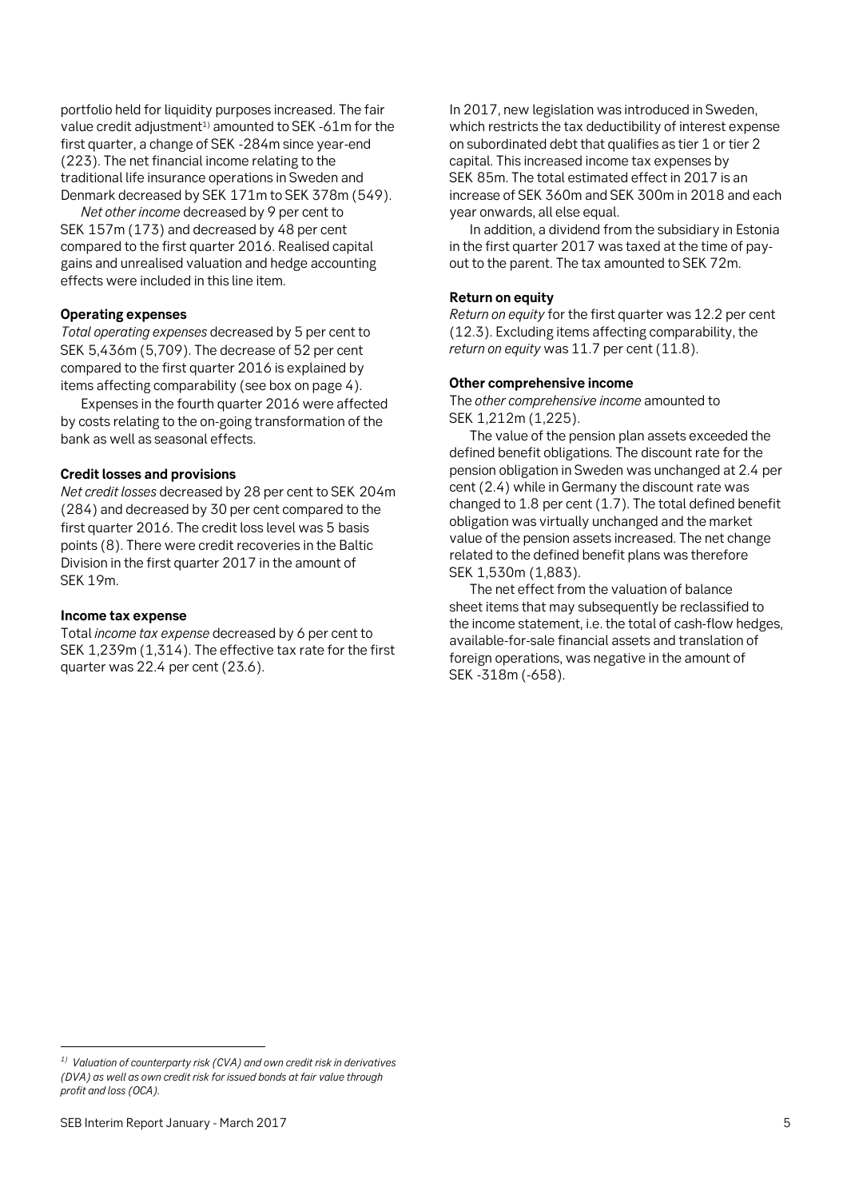portfolio held for liquidity purposes increased. The fair value credit adjustment[1] amounted to SEK -61m for the first quarter, a change of SEK -284m since year-end (223). The net financial income relating to the traditional life insurance operations in Sweden and Denmark decreased by SEK 171m to SEK 378m (549).

*Net other income* decreased by 9 per cent to SEK 157m (173) and decreased by 48 per cent compared to the first quarter 2016. Realised capital gains and unrealised valuation and hedge accounting effects were included in this line item.

**Operating expenses**

*Total operating expenses* decreased by 5 per cent to SEK 5,436m (5,709). The decrease of 52 per cent compared to the first quarter 2016 is explained by items affecting comparability (see box on page 4).

Expenses in the fourth quarter 2016 were affected by costs relating to the on-going transformation of the bank as well as seasonal effects.

**Credit losses and provisions**

*Net credit losses* decreased by 28 per cent to SEK 204m (284) and decreased by 30 per cent compared to the first quarter 2016. The credit loss level was 5 basis points (8). There were credit recoveries in the Baltic Division in the first quarter 2017 in the amount of SEK 19m.

**Income tax expense**

Total *income tax expense* decreased by 6 per cent to SEK 1,239m (1,314). The effective tax rate for the first quarter was 22.4 per cent (23.6).

In 2017, new legislation was introduced in Sweden, which restricts the tax deductibility of interest expense on subordinated debt that qualifies as tier 1 or tier 2 capital. This increased income tax expenses by SEK 85m. The total estimated effect in 2017 is an increase of SEK 360m and SEK 300m in 2018 and each year onwards, all else equal.

In addition, a dividend from the subsidiary in Estonia in the first quarter 2017 was taxed at the time of pay-out to the parent. The tax amounted to SEK 72m.

**Return on equity**

*Return on equity* for the first quarter was 12.2 per cent (12.3). Excluding items affecting comparability, the *return on equity* was 11.7 per cent (11.8).

**Other comprehensive income**

The *other comprehensive income* amounted to SEK 1,212m (1,225).

The value of the pension plan assets exceeded the defined benefit obligations. The discount rate for the pension obligation in Sweden was unchanged at 2.4 per cent (2.4) while in Germany the discount rate was changed to 1.8 per cent (1.7). The total defined benefit obligation was virtually unchanged and the market value of the pension assets increased. The net change related to the defined benefit plans was therefore SEK 1,530m (1,883).

The net effect from the valuation of balance sheet items that may subsequently be reclassified to the income statement, i.e. the total of cash-flow hedges, available-for-sale financial assets and translation of foreign operations, was negative in the amount of SEK -318m (-658).

---

[1] *Valuation of counterparty risk (CVA) and own credit risk in derivatives (DVA) as well as own credit risk for issued bonds at fair value through profit and loss (OCA).*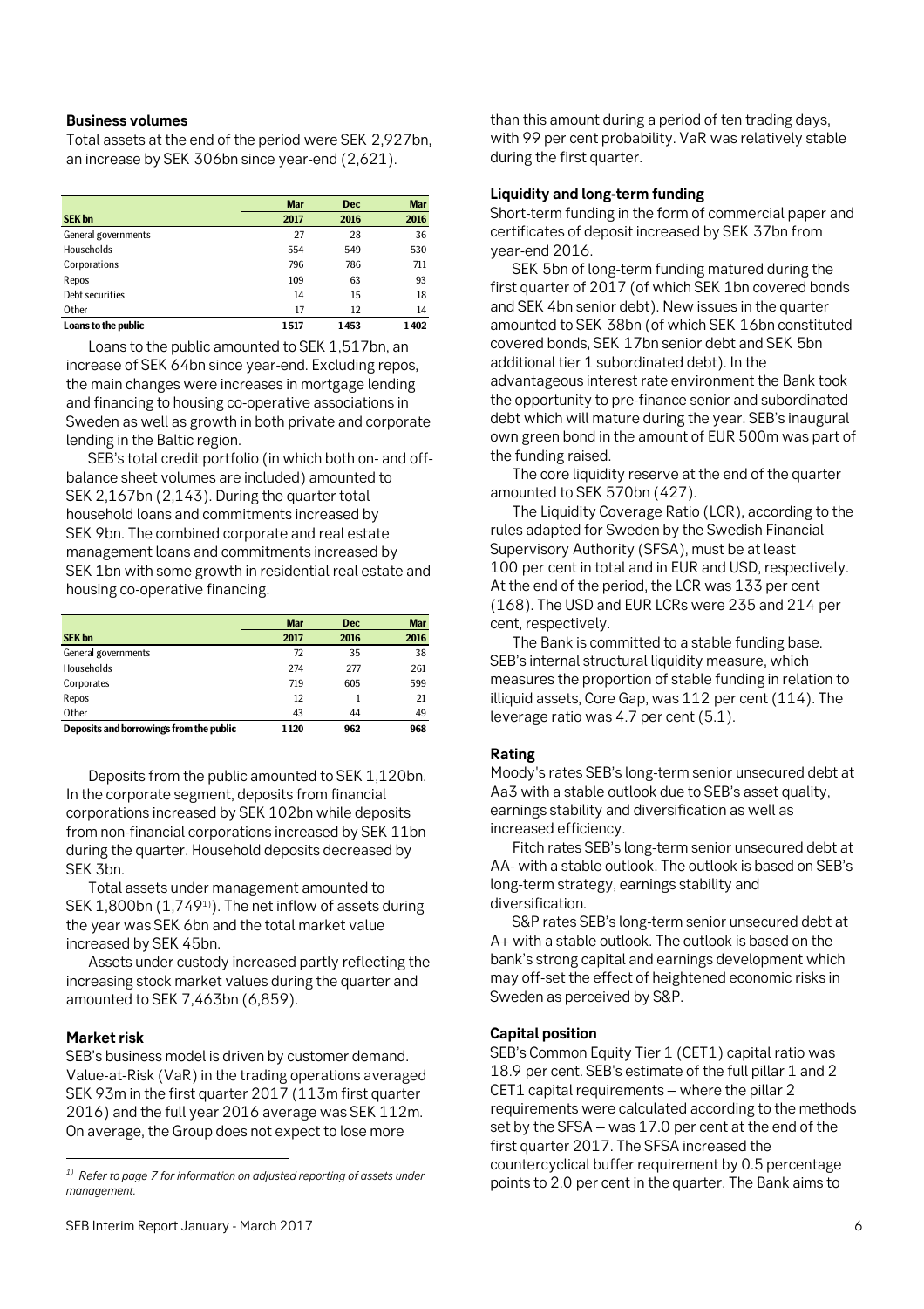### Business volumes

Total assets at the end of the period were SEK 2,927bn, an increase by SEK 306bn since year-end (2,621).

| SEK bn | Mar 2017 | Dec 2016 | Mar 2016 |
|---|---|---|---|
| General governments | 27 | 28 | 36 |
| Households | 554 | 549 | 530 |
| Corporations | 796 | 786 | 711 |
| Repos | 109 | 63 | 93 |
| Debt securities | 14 | 15 | 18 |
| Other | 17 | 12 | 14 |
| **Loans to the public** | **1 517** | **1 453** | **1 402** |

Loans to the public amounted to SEK 1,517bn, an increase of SEK 64bn since year-end. Excluding repos, the main changes were increases in mortgage lending and financing to housing co-operative associations in Sweden as well as growth in both private and corporate lending in the Baltic region.

SEB's total credit portfolio (in which both on- and off-balance sheet volumes are included) amounted to SEK 2,167bn (2,143). During the quarter total household loans and commitments increased by SEK 9bn. The combined corporate and real estate management loans and commitments increased by SEK 1bn with some growth in residential real estate and housing co-operative financing.

| SEK bn | Mar 2017 | Dec 2016 | Mar 2016 |
|---|---|---|---|
| General governments | 72 | 35 | 38 |
| Households | 274 | 277 | 261 |
| Corporates | 719 | 605 | 599 |
| Repos | 12 | 1 | 21 |
| Other | 43 | 44 | 49 |
| **Deposits and borrowings from the public** | **1 120** | **962** | **968** |

Deposits from the public amounted to SEK 1,120bn. In the corporate segment, deposits from financial corporations increased by SEK 102bn while deposits from non-financial corporations increased by SEK 11bn during the quarter. Household deposits decreased by SEK 3bn.

Total assets under management amounted to SEK 1,800bn (1,749[1)]). The net inflow of assets during the year was SEK 6bn and the total market value increased by SEK 45bn.

Assets under custody increased partly reflecting the increasing stock market values during the quarter and amounted to SEK 7,463bn (6,859).

### Market risk

SEB's business model is driven by customer demand. Value-at-Risk (VaR) in the trading operations averaged SEK 93m in the first quarter 2017 (113m first quarter 2016) and the full year 2016 average was SEK 112m. On average, the Group does not expect to lose more than this amount during a period of ten trading days, with 99 per cent probability. VaR was relatively stable during the first quarter.

### Liquidity and long-term funding

Short-term funding in the form of commercial paper and certificates of deposit increased by SEK 37bn from year-end 2016.

SEK 5bn of long-term funding matured during the first quarter of 2017 (of which SEK 1bn covered bonds and SEK 4bn senior debt). New issues in the quarter amounted to SEK 38bn (of which SEK 16bn constituted covered bonds, SEK 17bn senior debt and SEK 5bn additional tier 1 subordinated debt). In the advantageous interest rate environment the Bank took the opportunity to pre-finance senior and subordinated debt which will mature during the year. SEB's inaugural own green bond in the amount of EUR 500m was part of the funding raised.

The core liquidity reserve at the end of the quarter amounted to SEK 570bn (427).

The Liquidity Coverage Ratio (LCR), according to the rules adapted for Sweden by the Swedish Financial Supervisory Authority (SFSA), must be at least 100 per cent in total and in EUR and USD, respectively. At the end of the period, the LCR was 133 per cent (168). The USD and EUR LCRs were 235 and 214 per cent, respectively.

The Bank is committed to a stable funding base. SEB's internal structural liquidity measure, which measures the proportion of stable funding in relation to illiquid assets, Core Gap, was 112 per cent (114). The leverage ratio was 4.7 per cent (5.1).

### Rating

Moody's rates SEB's long-term senior unsecured debt at Aa3 with a stable outlook due to SEB's asset quality, earnings stability and diversification as well as increased efficiency.

Fitch rates SEB's long-term senior unsecured debt at AA- with a stable outlook. The outlook is based on SEB's long-term strategy, earnings stability and diversification.

S&P rates SEB's long-term senior unsecured debt at A+ with a stable outlook. The outlook is based on the bank's strong capital and earnings development which may off-set the effect of heightened economic risks in Sweden as perceived by S&P.

### Capital position

SEB's Common Equity Tier 1 (CET1) capital ratio was 18.9 per cent. SEB's estimate of the full pillar 1 and 2 CET1 capital requirements – where the pillar 2 requirements were calculated according to the methods set by the SFSA – was 17.0 per cent at the end of the first quarter 2017. The SFSA increased the countercyclical buffer requirement by 0.5 percentage points to 2.0 per cent in the quarter. The Bank aims to

*1) Refer to page 7 for information on adjusted reporting of assets under management.*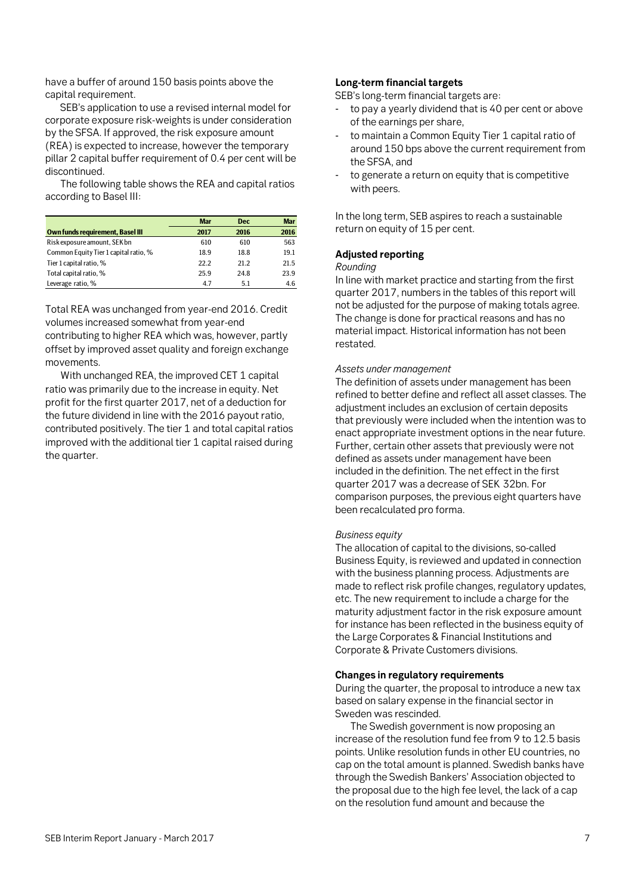have a buffer of around 150 basis points above the capital requirement.

SEB's application to use a revised internal model for corporate exposure risk-weights is under consideration by the SFSA. If approved, the risk exposure amount (REA) is expected to increase, however the temporary pillar 2 capital buffer requirement of 0.4 per cent will be discontinued.

The following table shows the REA and capital ratios according to Basel III:

| Own funds requirement, Basel III | Mar 2017 | Dec 2016 | Mar 2016 |
|---|---|---|---|
| Risk exposure amount, SEK bn | 610 | 610 | 563 |
| Common Equity Tier 1 capital ratio, % | 18.9 | 18.8 | 19.1 |
| Tier 1 capital ratio, % | 22.2 | 21.2 | 21.5 |
| Total capital ratio, % | 25.9 | 24.8 | 23.9 |
| Leverage ratio, % | 4.7 | 5.1 | 4.6 |

Total REA was unchanged from year-end 2016. Credit volumes increased somewhat from year-end contributing to higher REA which was, however, partly offset by improved asset quality and foreign exchange movements.

With unchanged REA, the improved CET 1 capital ratio was primarily due to the increase in equity. Net profit for the first quarter 2017, net of a deduction for the future dividend in line with the 2016 payout ratio, contributed positively. The tier 1 and total capital ratios improved with the additional tier 1 capital raised during the quarter.

### Long-term financial targets

SEB's long-term financial targets are:

- to pay a yearly dividend that is 40 per cent or above of the earnings per share,
- to maintain a Common Equity Tier 1 capital ratio of around 150 bps above the current requirement from the SFSA, and
- to generate a return on equity that is competitive with peers.

In the long term, SEB aspires to reach a sustainable return on equity of 15 per cent.

### Adjusted reporting

*Rounding*

In line with market practice and starting from the first quarter 2017, numbers in the tables of this report will not be adjusted for the purpose of making totals agree. The change is done for practical reasons and has no material impact. Historical information has not been restated.

*Assets under management*

The definition of assets under management has been refined to better define and reflect all asset classes. The adjustment includes an exclusion of certain deposits that previously were included when the intention was to enact appropriate investment options in the near future. Further, certain other assets that previously were not defined as assets under management have been included in the definition. The net effect in the first quarter 2017 was a decrease of SEK 32bn. For comparison purposes, the previous eight quarters have been recalculated pro forma.

*Business equity*

The allocation of capital to the divisions, so-called Business Equity, is reviewed and updated in connection with the business planning process. Adjustments are made to reflect risk profile changes, regulatory updates, etc. The new requirement to include a charge for the maturity adjustment factor in the risk exposure amount for instance has been reflected in the business equity of the Large Corporates & Financial Institutions and Corporate & Private Customers divisions.

### Changes in regulatory requirements

During the quarter, the proposal to introduce a new tax based on salary expense in the financial sector in Sweden was rescinded.

The Swedish government is now proposing an increase of the resolution fund fee from 9 to 12.5 basis points. Unlike resolution funds in other EU countries, no cap on the total amount is planned. Swedish banks have through the Swedish Bankers' Association objected to the proposal due to the high fee level, the lack of a cap on the resolution fund amount and because the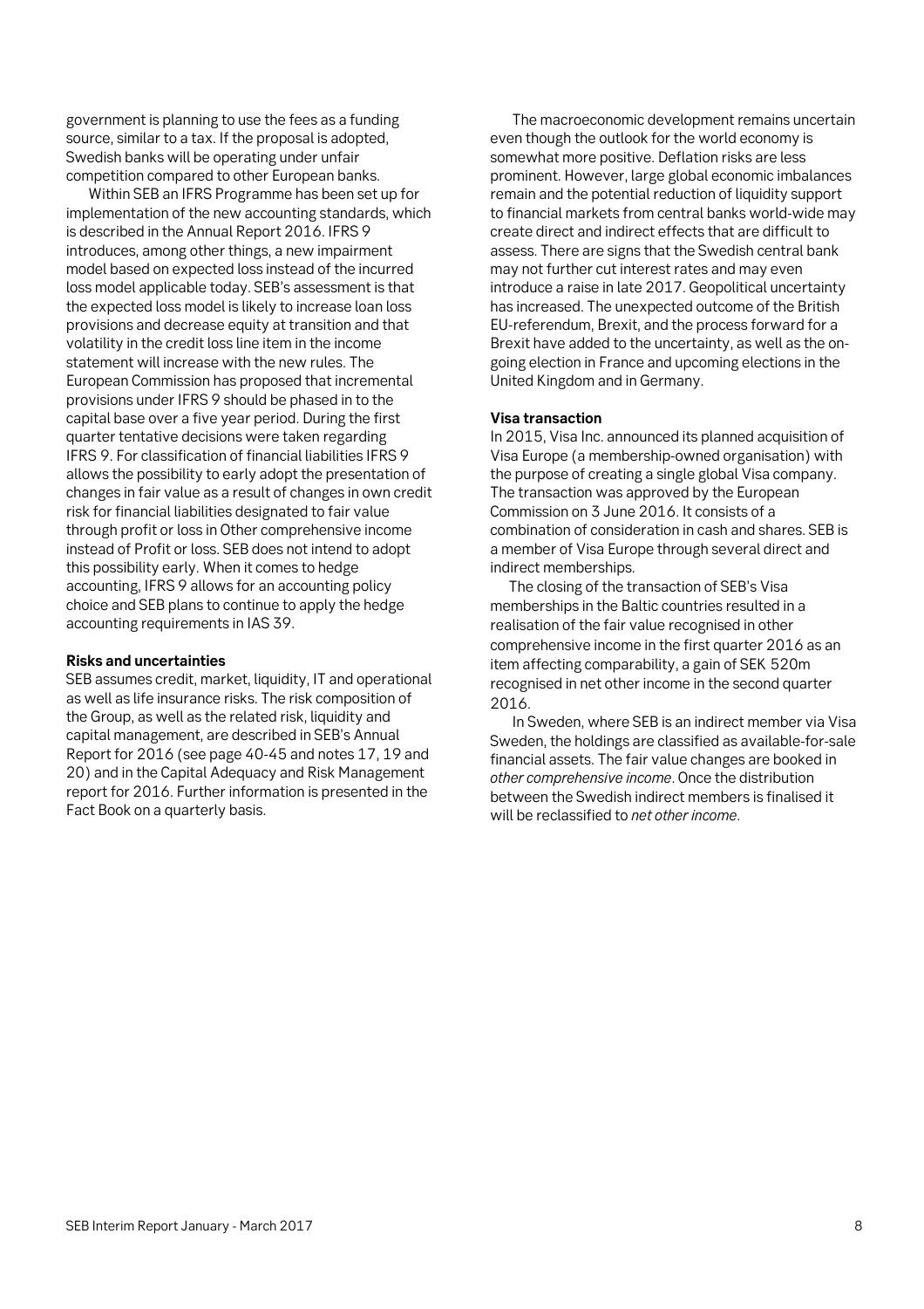government is planning to use the fees as a funding source, similar to a tax. If the proposal is adopted, Swedish banks will be operating under unfair competition compared to other European banks.

Within SEB an IFRS Programme has been set up for implementation of the new accounting standards, which is described in the Annual Report 2016. IFRS 9 introduces, among other things, a new impairment model based on expected loss instead of the incurred loss model applicable today. SEB's assessment is that the expected loss model is likely to increase loan loss provisions and decrease equity at transition and that volatility in the credit loss line item in the income statement will increase with the new rules. The European Commission has proposed that incremental provisions under IFRS 9 should be phased in to the capital base over a five year period. During the first quarter tentative decisions were taken regarding IFRS 9. For classification of financial liabilities IFRS 9 allows the possibility to early adopt the presentation of changes in fair value as a result of changes in own credit risk for financial liabilities designated to fair value through profit or loss in Other comprehensive income instead of Profit or loss. SEB does not intend to adopt this possibility early. When it comes to hedge accounting, IFRS 9 allows for an accounting policy choice and SEB plans to continue to apply the hedge accounting requirements in IAS 39.

**Risks and uncertainties**

SEB assumes credit, market, liquidity, IT and operational as well as life insurance risks. The risk composition of the Group, as well as the related risk, liquidity and capital management, are described in SEB's Annual Report for 2016 (see page 40-45 and notes 17, 19 and 20) and in the Capital Adequacy and Risk Management report for 2016. Further information is presented in the Fact Book on a quarterly basis.

The macroeconomic development remains uncertain even though the outlook for the world economy is somewhat more positive. Deflation risks are less prominent. However, large global economic imbalances remain and the potential reduction of liquidity support to financial markets from central banks world-wide may create direct and indirect effects that are difficult to assess. There are signs that the Swedish central bank may not further cut interest rates and may even introduce a raise in late 2017. Geopolitical uncertainty has increased. The unexpected outcome of the British EU-referendum, Brexit, and the process forward for a Brexit have added to the uncertainty, as well as the on-going election in France and upcoming elections in the United Kingdom and in Germany.

**Visa transaction**

In 2015, Visa Inc. announced its planned acquisition of Visa Europe (a membership-owned organisation) with the purpose of creating a single global Visa company. The transaction was approved by the European Commission on 3 June 2016. It consists of a combination of consideration in cash and shares. SEB is a member of Visa Europe through several direct and indirect memberships.

The closing of the transaction of SEB's Visa memberships in the Baltic countries resulted in a realisation of the fair value recognised in other comprehensive income in the first quarter 2016 as an item affecting comparability, a gain of SEK 520m recognised in net other income in the second quarter 2016.

In Sweden, where SEB is an indirect member via Visa Sweden, the holdings are classified as available-for-sale financial assets. The fair value changes are booked in *other comprehensive income*. Once the distribution between the Swedish indirect members is finalised it will be reclassified to *net other income*.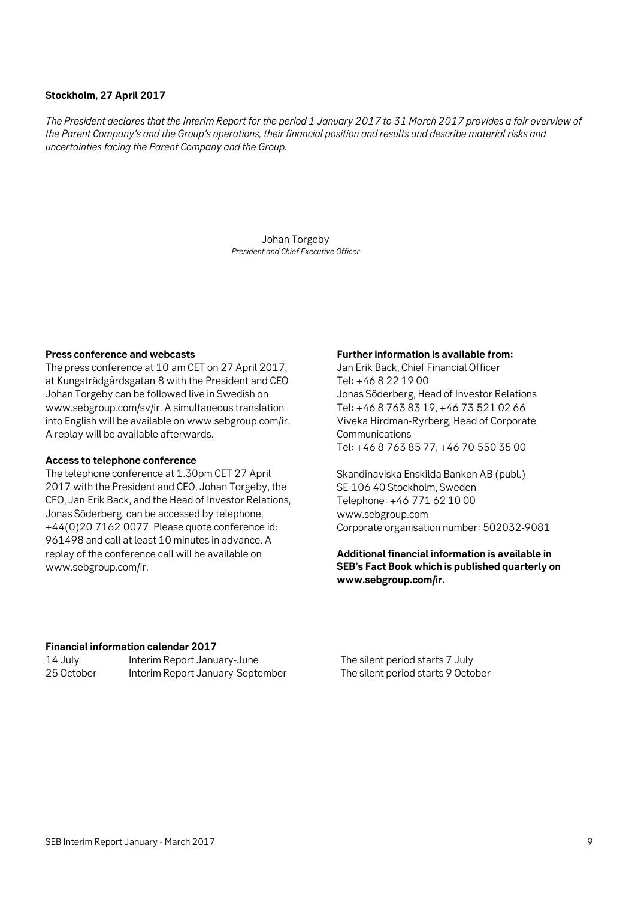**Stockholm, 27 April 2017**

*The President declares that the Interim Report for the period 1 January 2017 to 31 March 2017 provides a fair overview of the Parent Company's and the Group's operations, their financial position and results and describe material risks and uncertainties facing the Parent Company and the Group.*

Johan Torgeby
*President and Chief Executive Officer*

**Press conference and webcasts**

The press conference at 10 am CET on 27 April 2017, at Kungsträdgårdsgatan 8 with the President and CEO Johan Torgeby can be followed live in Swedish on www.sebgroup.com/sv/ir. A simultaneous translation into English will be available on www.sebgroup.com/ir. A replay will be available afterwards.

**Access to telephone conference**

The telephone conference at 1.30pm CET 27 April 2017 with the President and CEO, Johan Torgeby, the CFO, Jan Erik Back, and the Head of Investor Relations, Jonas Söderberg, can be accessed by telephone, +44(0)20 7162 0077. Please quote conference id: 961498 and call at least 10 minutes in advance. A replay of the conference call will be available on www.sebgroup.com/ir.

**Further information is available from:**

Jan Erik Back, Chief Financial Officer
Tel: +46 8 22 19 00
Jonas Söderberg, Head of Investor Relations
Tel: +46 8 763 83 19, +46 73 521 02 66
Viveka Hirdman-Ryrberg, Head of Corporate Communications
Tel: +46 8 763 85 77, +46 70 550 35 00

Skandinaviska Enskilda Banken AB (publ.)
SE-106 40 Stockholm, Sweden
Telephone: +46 771 62 10 00
www.sebgroup.com
Corporate organisation number: 502032-9081

**Additional financial information is available in SEB's Fact Book which is published quarterly on www.sebgroup.com/ir.**

**Financial information calendar 2017**

| | | |
|---|---|---|
| 14 July | Interim Report January-June | The silent period starts 7 July |
| 25 October | Interim Report January-September | The silent period starts 9 October |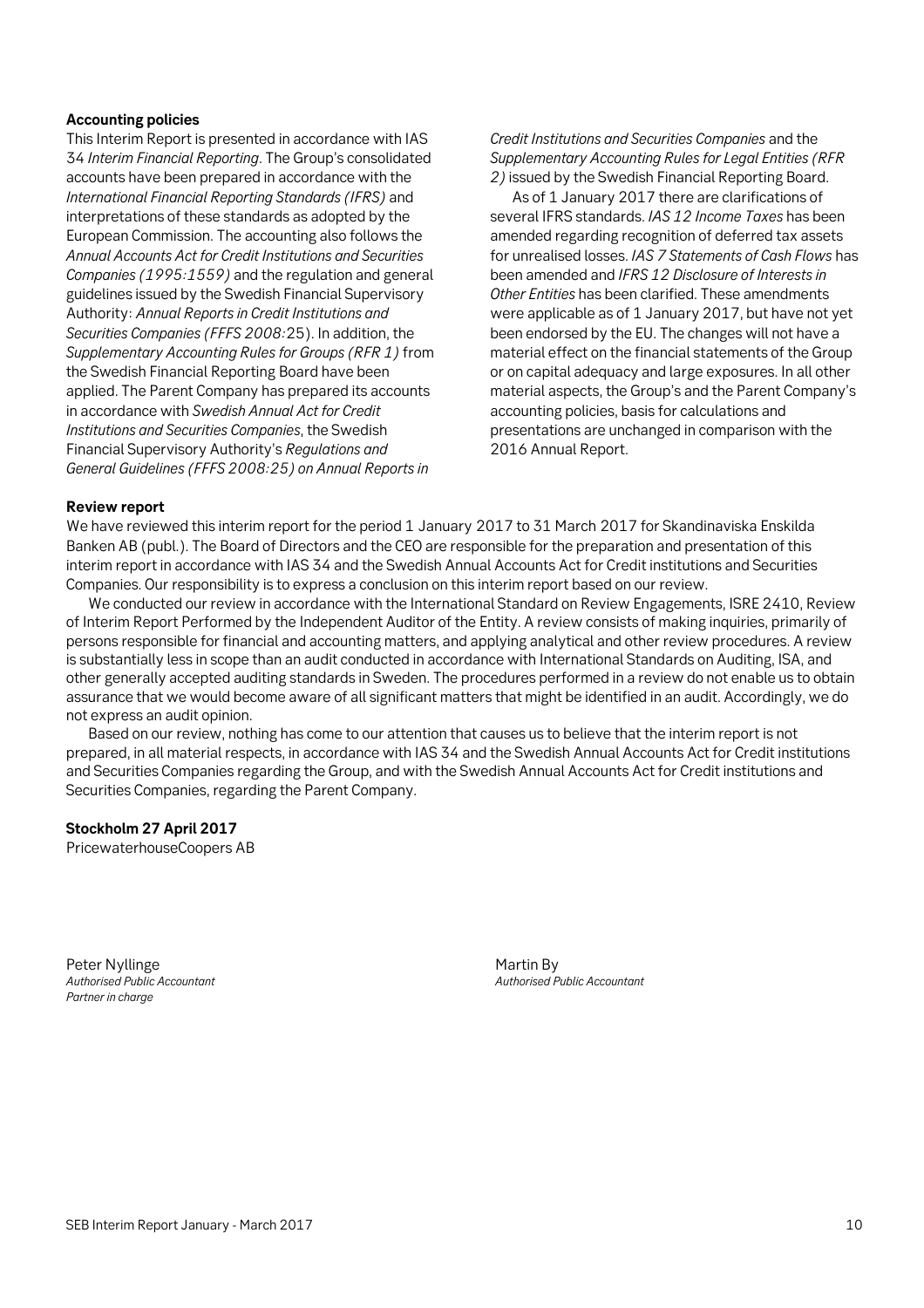### Accounting policies

This Interim Report is presented in accordance with IAS 34 *Interim Financial Reporting*. The Group's consolidated accounts have been prepared in accordance with the *International Financial Reporting Standards (IFRS)* and interpretations of these standards as adopted by the European Commission. The accounting also follows the *Annual Accounts Act for Credit Institutions and Securities Companies (1995:1559)* and the regulation and general guidelines issued by the Swedish Financial Supervisory Authority: *Annual Reports in Credit Institutions and Securities Companies (FFFS 2008:*25). In addition, the *Supplementary Accounting Rules for Groups (RFR 1)* from the Swedish Financial Reporting Board have been applied. The Parent Company has prepared its accounts in accordance with *Swedish Annual Act for Credit Institutions and Securities Companies*, the Swedish Financial Supervisory Authority's *Regulations and General Guidelines (FFFS 2008:25) on Annual Reports in Credit Institutions and Securities Companies* and the *Supplementary Accounting Rules for Legal Entities (RFR 2)* issued by the Swedish Financial Reporting Board.

As of 1 January 2017 there are clarifications of several IFRS standards. *IAS 12 Income Taxes* has been amended regarding recognition of deferred tax assets for unrealised losses. *IAS 7 Statements of Cash Flows* has been amended and *IFRS 12 Disclosure of Interests in Other Entities* has been clarified. These amendments were applicable as of 1 January 2017, but have not yet been endorsed by the EU. The changes will not have a material effect on the financial statements of the Group or on capital adequacy and large exposures. In all other material aspects, the Group's and the Parent Company's accounting policies, basis for calculations and presentations are unchanged in comparison with the 2016 Annual Report.

### Review report

We have reviewed this interim report for the period 1 January 2017 to 31 March 2017 for Skandinaviska Enskilda Banken AB (publ.). The Board of Directors and the CEO are responsible for the preparation and presentation of this interim report in accordance with IAS 34 and the Swedish Annual Accounts Act for Credit institutions and Securities Companies. Our responsibility is to express a conclusion on this interim report based on our review.

We conducted our review in accordance with the International Standard on Review Engagements, ISRE 2410, Review of Interim Report Performed by the Independent Auditor of the Entity. A review consists of making inquiries, primarily of persons responsible for financial and accounting matters, and applying analytical and other review procedures. A review is substantially less in scope than an audit conducted in accordance with International Standards on Auditing, ISA, and other generally accepted auditing standards in Sweden. The procedures performed in a review do not enable us to obtain assurance that we would become aware of all significant matters that might be identified in an audit. Accordingly, we do not express an audit opinion.

Based on our review, nothing has come to our attention that causes us to believe that the interim report is not prepared, in all material respects, in accordance with IAS 34 and the Swedish Annual Accounts Act for Credit institutions and Securities Companies regarding the Group, and with the Swedish Annual Accounts Act for Credit institutions and Securities Companies, regarding the Parent Company.

**Stockholm 27 April 2017**

PricewaterhouseCoopers AB

Peter Nyllinge
*Authorised Public Accountant*
*Partner in charge*

Martin By
*Authorised Public Accountant*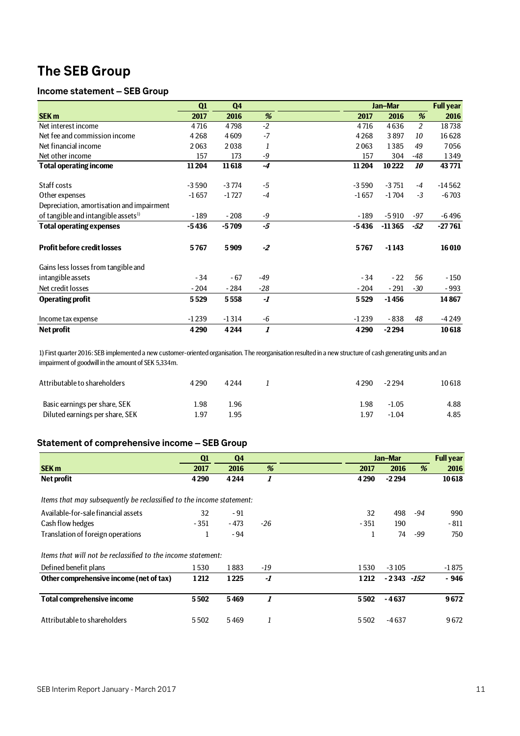# The SEB Group

## Income statement – SEB Group

| | Q1 | Q4 | | Jan–Mar | | | Full year |
|---|---|---|---|---|---|---|---|
| **SEK m** | **2017** | **2016** | **%** | **2017** | **2016** | **%** | **2016** |
| Net interest income | 4 716 | 4 798 | *-2* | 4 716 | 4 636 | *2* | 18 738 |
| Net fee and commission income | 4 268 | 4 609 | *-7* | 4 268 | 3 897 | *10* | 16 628 |
| Net financial income | 2 063 | 2 038 | *1* | 2 063 | 1 385 | *49* | 7 056 |
| Net other income | 157 | 173 | *-9* | 157 | 304 | *-48* | 1 349 |
| **Total operating income** | **11 204** | **11 618** | ***-4*** | **11 204** | **10 222** | ***10*** | **43 771** |
| Staff costs | -3 590 | -3 774 | *-5* | -3 590 | -3 751 | *-4* | -14 562 |
| Other expenses | -1 657 | -1 727 | *-4* | -1 657 | -1 704 | *-3* | -6 703 |
| Depreciation, amortisation and impairment of tangible and intangible assets[1] | - 189 | - 208 | *-9* | - 189 | -5 910 | *-97* | -6 496 |
| **Total operating expenses** | **-5 436** | **-5 709** | ***-5*** | **-5 436** | **-11 365** | ***-52*** | **-27 761** |
| **Profit before credit losses** | **5 767** | **5 909** | ***-2*** | **5 767** | **-1 143** | | **16 010** |
| Gains less losses from tangible and intangible assets | - 34 | - 67 | *-49* | - 34 | - 22 | *56* | - 150 |
| Net credit losses | - 204 | - 284 | *-28* | - 204 | - 291 | *-30* | - 993 |
| **Operating profit** | **5 529** | **5 558** | ***-1*** | **5 529** | **-1 456** | | **14 867** |
| Income tax expense | -1 239 | -1 314 | *-6* | -1 239 | - 838 | *48* | -4 249 |
| **Net profit** | **4 290** | **4 244** | ***1*** | **4 290** | **-2 294** | | **10 618** |

1) First quarter 2016: SEB implemented a new customer-oriented organisation. The reorganisation resulted in a new structure of cash generating units and an impairment of goodwill in the amount of SEK 5,334m.

| | Q1 2017 | Q4 2016 | % | Jan–Mar 2017 | Jan–Mar 2016 | % | Full year 2016 |
|---|---|---|---|---|---|---|---|
| Attributable to shareholders | 4 290 | 4 244 | *1* | 4 290 | -2 294 | | 10 618 |
| Basic earnings per share, SEK | 1.98 | 1.96 | | 1.98 | -1.05 | | 4.88 |
| Diluted earnings per share, SEK | 1.97 | 1.95 | | 1.97 | -1.04 | | 4.85 |

## Statement of comprehensive income – SEB Group

| | Q1 | Q4 | | Jan–Mar | | | Full year |
|---|---|---|---|---|---|---|---|
| **SEK m** | **2017** | **2016** | **%** | **2017** | **2016** | **%** | **2016** |
| **Net profit** | **4 290** | **4 244** | ***1*** | **4 290** | **-2 294** | | **10 618** |
| *Items that may subsequently be reclassified to the income statement:* | | | | | | | |
| Available-for-sale financial assets | 32 | - 91 | | 32 | 498 | *-94* | 990 |
| Cash flow hedges | - 351 | - 473 | *-26* | - 351 | 190 | | - 811 |
| Translation of foreign operations | 1 | - 94 | | 1 | 74 | *-99* | 750 |
| *Items that will not be reclassified to the income statement:* | | | | | | | |
| Defined benefit plans | 1 530 | 1 883 | *-19* | 1 530 | -3 105 | | -1 875 |
| **Other comprehensive income (net of tax)** | **1 212** | **1 225** | ***-1*** | **1 212** | **-2 343** | ***-152*** | **- 946** |
| **Total comprehensive income** | **5 502** | **5 469** | ***1*** | **5 502** | **-4 637** | | **9 672** |
| Attributable to shareholders | 5 502 | 5 469 | *1* | 5 502 | -4 637 | | 9 672 |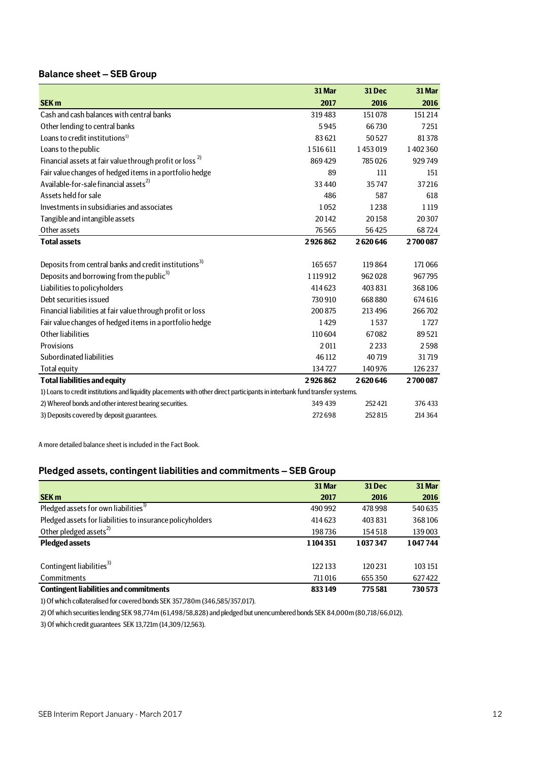## Balance sheet – SEB Group

| SEK m | 31 Mar 2017 | 31 Dec 2016 | 31 Mar 2016 |
|---|---|---|---|
| Cash and cash balances with central banks | 319 483 | 151 078 | 151 214 |
| Other lending to central banks | 5 945 | 66 730 | 7 251 |
| Loans to credit institutions[1)] | 83 621 | 50 527 | 81 378 |
| Loans to the public | 1 516 611 | 1 453 019 | 1 402 360 |
| Financial assets at fair value through profit or loss [2)] | 869 429 | 785 026 | 929 749 |
| Fair value changes of hedged items in a portfolio hedge | 89 | 111 | 151 |
| Available-for-sale financial assets[2)] | 33 440 | 35 747 | 37 216 |
| Assets held for sale | 486 | 587 | 618 |
| Investments in subsidiaries and associates | 1 052 | 1 238 | 1 119 |
| Tangible and intangible assets | 20 142 | 20 158 | 20 307 |
| Other assets | 76 565 | 56 425 | 68 724 |
| **Total assets** | **2 926 862** | **2 620 646** | **2 700 087** |
| | | | |
| Deposits from central banks and credit institutions[3)] | 165 657 | 119 864 | 171 066 |
| Deposits and borrowing from the public[3)] | 1 119 912 | 962 028 | 967 795 |
| Liabilities to policyholders | 414 623 | 403 831 | 368 106 |
| Debt securities issued | 730 910 | 668 880 | 674 616 |
| Financial liabilities at fair value through profit or loss | 200 875 | 213 496 | 266 702 |
| Fair value changes of hedged items in a portfolio hedge | 1 429 | 1 537 | 1 727 |
| Other liabilities | 110 604 | 67 082 | 89 521 |
| Provisions | 2 011 | 2 233 | 2 598 |
| Subordinated liabilities | 46 112 | 40 719 | 31 719 |
| Total equity | 134 727 | 140 976 | 126 237 |
| **Total liabilities and equity** | **2 926 862** | **2 620 646** | **2 700 087** |
| 1) Loans to credit institutions and liquidity placements with other direct participants in interbank fund transfer systems. | | | |
| 2) Whereof bonds and other interest bearing securities. | 349 439 | 252 421 | 376 433 |
| 3) Deposits covered by deposit guarantees. | 272 698 | 252 815 | 214 364 |

A more detailed balance sheet is included in the Fact Book.

## Pledged assets, contingent liabilities and commitments – SEB Group

| SEK m | 31 Mar 2017 | 31 Dec 2016 | 31 Mar 2016 |
|---|---|---|---|
| Pledged assets for own liabilities[1)] | 490 992 | 478 998 | 540 635 |
| Pledged assets for liabilities to insurance policyholders | 414 623 | 403 831 | 368 106 |
| Other pledged assets[2)] | 198 736 | 154 518 | 139 003 |
| **Pledged assets** | **1 104 351** | **1 037 347** | **1 047 744** |
| | | | |
| Contingent liabilities[3)] | 122 133 | 120 231 | 103 151 |
| Commitments | 711 016 | 655 350 | 627 422 |
| **Contingent liabilities and commitments** | **833 149** | **775 581** | **730 573** |

1) Of which collateralised for covered bonds SEK 357,780m (346,585/357,017).

2) Of which securities lending SEK 98,774m (61,498/58,828) and pledged but unencumbered bonds SEK 84,000m (80,718/66,012).

3) Of which credit guarantees SEK 13,721m (14,309/12,563).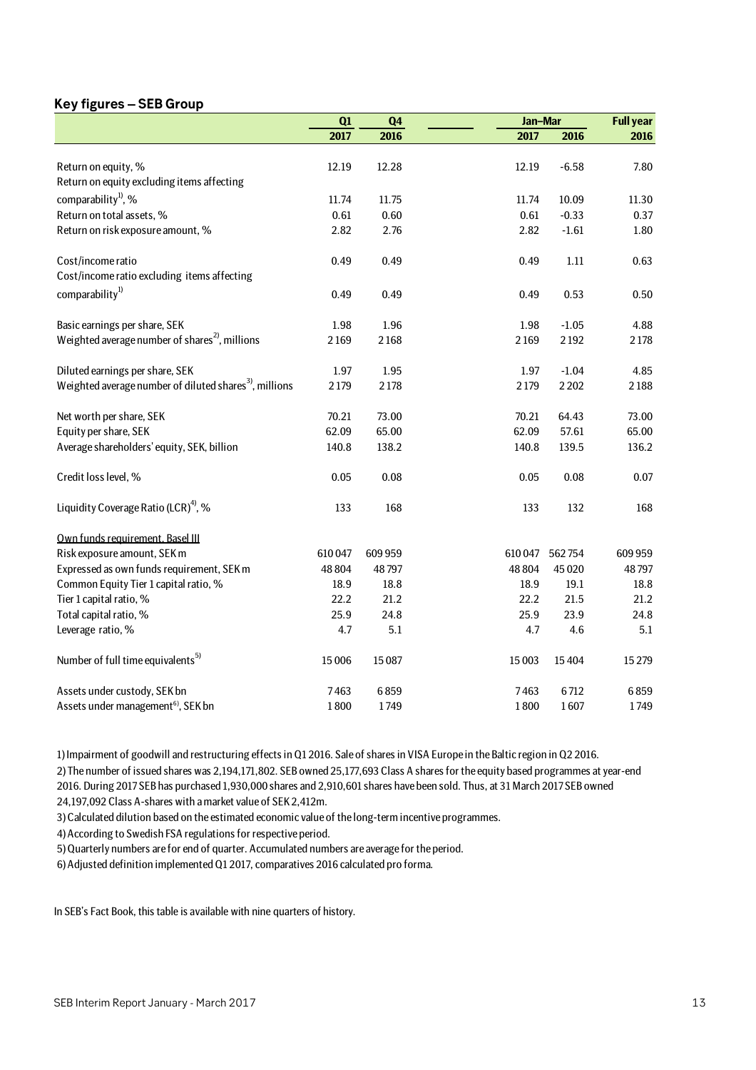## Key figures – SEB Group

| | Q1 | Q4 | | Jan–Mar | | Full year |
|---|---|---|---|---|---|---|
| | 2017 | 2016 | | 2017 | 2016 | 2016 |
| Return on equity, % | 12.19 | 12.28 | | 12.19 | -6.58 | 7.80 |
| Return on equity excluding items affecting comparability[1], % | 11.74 | 11.75 | | 11.74 | 10.09 | 11.30 |
| Return on total assets, % | 0.61 | 0.60 | | 0.61 | -0.33 | 0.37 |
| Return on risk exposure amount, % | 2.82 | 2.76 | | 2.82 | -1.61 | 1.80 |
| Cost/income ratio | 0.49 | 0.49 | | 0.49 | 1.11 | 0.63 |
| Cost/income ratio excluding items affecting comparability[1] | 0.49 | 0.49 | | 0.49 | 0.53 | 0.50 |
| Basic earnings per share, SEK | 1.98 | 1.96 | | 1.98 | -1.05 | 4.88 |
| Weighted average number of shares[2], millions | 2 169 | 2 168 | | 2 169 | 2 192 | 2 178 |
| Diluted earnings per share, SEK | 1.97 | 1.95 | | 1.97 | -1.04 | 4.85 |
| Weighted average number of diluted shares[3], millions | 2 179 | 2 178 | | 2 179 | 2 202 | 2 188 |
| Net worth per share, SEK | 70.21 | 73.00 | | 70.21 | 64.43 | 73.00 |
| Equity per share, SEK | 62.09 | 65.00 | | 62.09 | 57.61 | 65.00 |
| Average shareholders' equity, SEK, billion | 140.8 | 138.2 | | 140.8 | 139.5 | 136.2 |
| Credit loss level, % | 0.05 | 0.08 | | 0.05 | 0.08 | 0.07 |
| Liquidity Coverage Ratio (LCR)[4], % | 133 | 168 | | 133 | 132 | 168 |
| Own funds requirement, Basel III | | | | | | |
| Risk exposure amount, SEK m | 610 047 | 609 959 | | 610 047 | 562 754 | 609 959 |
| Expressed as own funds requirement, SEK m | 48 804 | 48 797 | | 48 804 | 45 020 | 48 797 |
| Common Equity Tier 1 capital ratio, % | 18.9 | 18.8 | | 18.9 | 19.1 | 18.8 |
| Tier 1 capital ratio, % | 22.2 | 21.2 | | 22.2 | 21.5 | 21.2 |
| Total capital ratio, % | 25.9 | 24.8 | | 25.9 | 23.9 | 24.8 |
| Leverage ratio, % | 4.7 | 5.1 | | 4.7 | 4.6 | 5.1 |
| Number of full time equivalents[5] | 15 006 | 15 087 | | 15 003 | 15 404 | 15 279 |
| Assets under custody, SEK bn | 7 463 | 6 859 | | 7 463 | 6 712 | 6 859 |
| Assets under management[6], SEK bn | 1 800 | 1 749 | | 1 800 | 1 607 | 1 749 |

1) Impairment of goodwill and restructuring effects in Q1 2016. Sale of shares in VISA Europe in the Baltic region in Q2 2016.

2) The number of issued shares was 2,194,171,802. SEB owned 25,177,693 Class A shares for the equity based programmes at year-end 2016. During 2017 SEB has purchased 1,930,000 shares and 2,910,601 shares have been sold. Thus, at 31 March 2017 SEB owned 24,197,092 Class A-shares with a market value of SEK 2,412m.

3) Calculated dilution based on the estimated economic value of the long-term incentive programmes.

4) According to Swedish FSA regulations for respective period.

5) Quarterly numbers are for end of quarter. Accumulated numbers are average for the period.

6) Adjusted definition implemented Q1 2017, comparatives 2016 calculated pro forma.

In SEB's Fact Book, this table is available with nine quarters of history.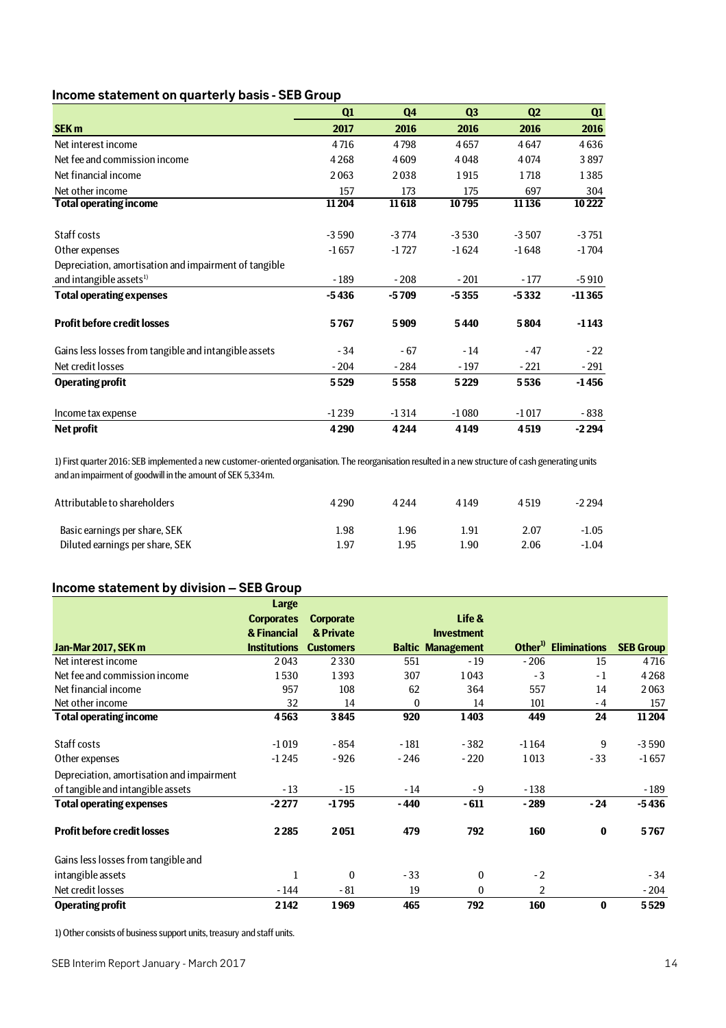## Income statement on quarterly basis - SEB Group

| | Q1 | Q4 | Q3 | Q2 | Q1 |
|---|---|---|---|---|---|
| **SEK m** | **2017** | **2016** | **2016** | **2016** | **2016** |
| Net interest income | 4 716 | 4 798 | 4 657 | 4 647 | 4 636 |
| Net fee and commission income | 4 268 | 4 609 | 4 048 | 4 074 | 3 897 |
| Net financial income | 2 063 | 2 038 | 1 915 | 1 718 | 1 385 |
| Net other income | 157 | 173 | 175 | 697 | 304 |
| **Total operating income** | **11 204** | **11 618** | **10 795** | **11 136** | **10 222** |
| | | | | | |
| Staff costs | -3 590 | -3 774 | -3 530 | -3 507 | -3 751 |
| Other expenses | -1 657 | -1 727 | -1 624 | -1 648 | -1 704 |
| Depreciation, amortisation and impairment of tangible and intangible assets[1] | - 189 | - 208 | - 201 | - 177 | -5 910 |
| **Total operating expenses** | **-5 436** | **-5 709** | **-5 355** | **-5 332** | **-11 365** |
| | | | | | |
| **Profit before credit losses** | **5 767** | **5 909** | **5 440** | **5 804** | **-1 143** |
| | | | | | |
| Gains less losses from tangible and intangible assets | - 34 | - 67 | - 14 | - 47 | - 22 |
| Net credit losses | - 204 | - 284 | - 197 | - 221 | - 291 |
| **Operating profit** | **5 529** | **5 558** | **5 229** | **5 536** | **-1 456** |
| | | | | | |
| Income tax expense | -1 239 | -1 314 | -1 080 | -1 017 | - 838 |
| **Net profit** | **4 290** | **4 244** | **4 149** | **4 519** | **-2 294** |

1) First quarter 2016: SEB implemented a new customer-oriented organisation. The reorganisation resulted in a new structure of cash generating units and an impairment of goodwill in the amount of SEK 5,334m.

| | | | | | |
|---|---|---|---|---|---|
| Attributable to shareholders | 4 290 | 4 244 | 4 149 | 4 519 | -2 294 |
| | | | | | |
| Basic earnings per share, SEK | 1.98 | 1.96 | 1.91 | 2.07 | -1.05 |
| Diluted earnings per share, SEK | 1.97 | 1.95 | 1.90 | 2.06 | -1.04 |

## Income statement by division – SEB Group

| Jan-Mar 2017, SEK m | Large Corporates & Financial Institutions | Corporate & Private Customers | Baltic | Life & Investment Management | Other[1] | Eliminations | SEB Group |
|---|---|---|---|---|---|---|---|
| Net interest income | 2 043 | 2 330 | 551 | - 19 | - 206 | 15 | 4 716 |
| Net fee and commission income | 1 530 | 1 393 | 307 | 1 043 | - 3 | - 1 | 4 268 |
| Net financial income | 957 | 108 | 62 | 364 | 557 | 14 | 2 063 |
| Net other income | 32 | 14 | 0 | 14 | 101 | - 4 | 157 |
| **Total operating income** | **4 563** | **3 845** | **920** | **1 403** | **449** | **24** | **11 204** |
| | | | | | | | |
| Staff costs | -1 019 | - 854 | - 181 | - 382 | -1 164 | 9 | -3 590 |
| Other expenses | -1 245 | - 926 | - 246 | - 220 | 1 013 | - 33 | -1 657 |
| Depreciation, amortisation and impairment of tangible and intangible assets | - 13 | - 15 | - 14 | - 9 | - 138 | | - 189 |
| **Total operating expenses** | **-2 277** | **-1 795** | **- 440** | **- 611** | **- 289** | **- 24** | **-5 436** |
| | | | | | | | |
| **Profit before credit losses** | **2 285** | **2 051** | **479** | **792** | **160** | **0** | **5 767** |
| | | | | | | | |
| Gains less losses from tangible and intangible assets | 1 | 0 | - 33 | 0 | - 2 | | - 34 |
| Net credit losses | - 144 | - 81 | 19 | 0 | 2 | | - 204 |
| **Operating profit** | **2 142** | **1 969** | **465** | **792** | **160** | **0** | **5 529** |

1) Other consists of business support units, treasury and staff units.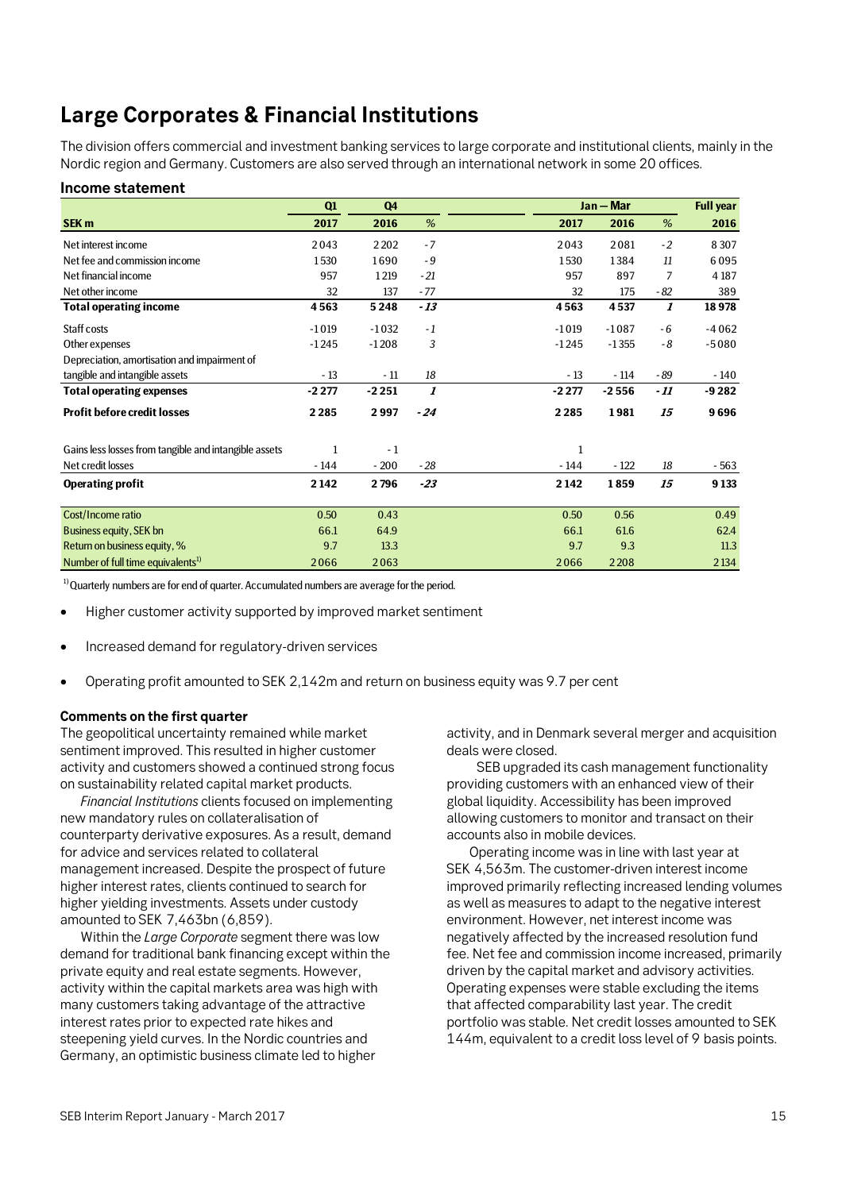# Large Corporates & Financial Institutions

The division offers commercial and investment banking services to large corporate and institutional clients, mainly in the Nordic region and Germany. Customers are also served through an international network in some 20 offices.

### Income statement

| | Q1 | Q4 | | | Jan – Mar | | | Full year |
|---|---|---|---|---|---|---|---|---|
| **SEK m** | **2017** | **2016** | *%* | | **2017** | **2016** | *%* | **2016** |
| Net interest income | 2 043 | 2 202 | *-7* | | 2 043 | 2 081 | *-2* | 8 307 |
| Net fee and commission income | 1 530 | 1 690 | *-9* | | 1 530 | 1 384 | *11* | 6 095 |
| Net financial income | 957 | 1 219 | *-21* | | 957 | 897 | *7* | 4 187 |
| Net other income | 32 | 137 | *-77* | | 32 | 175 | *-82* | 389 |
| **Total operating income** | **4 563** | **5 248** | ***-13*** | | **4 563** | **4 537** | ***1*** | **18 978** |
| Staff costs | -1 019 | -1 032 | *-1* | | -1 019 | -1 087 | *-6* | -4 062 |
| Other expenses | -1 245 | -1 208 | *3* | | -1 245 | -1 355 | *-8* | -5 080 |
| Depreciation, amortisation and impairment of tangible and intangible assets | -13 | -11 | *18* | | -13 | -114 | *-89* | -140 |
| **Total operating expenses** | **-2 277** | **-2 251** | ***1*** | | **-2 277** | **-2 556** | ***-11*** | **-9 282** |
| **Profit before credit losses** | **2 285** | **2 997** | ***-24*** | | **2 285** | **1 981** | ***15*** | **9 696** |
| Gains less losses from tangible and intangible assets | 1 | -1 | | | 1 | | | |
| Net credit losses | -144 | -200 | *-28* | | -144 | -122 | *18* | -563 |
| **Operating profit** | **2 142** | **2 796** | ***-23*** | | **2 142** | **1 859** | ***15*** | **9 133** |
| Cost/Income ratio | 0.50 | 0.43 | | | 0.50 | 0.56 | | 0.49 |
| Business equity, SEK bn | 66.1 | 64.9 | | | 66.1 | 61.6 | | 62.4 |
| Return on business equity, % | 9.7 | 13.3 | | | 9.7 | 9.3 | | 11.3 |
| Number of full time equivalents[1] | 2 066 | 2 063 | | | 2 066 | 2 208 | | 2 134 |

[1] Quarterly numbers are for end of quarter. Accumulated numbers are average for the period.

- Higher customer activity supported by improved market sentiment
- Increased demand for regulatory-driven services
- Operating profit amounted to SEK 2,142m and return on business equity was 9.7 per cent

**Comments on the first quarter**

The geopolitical uncertainty remained while market sentiment improved. This resulted in higher customer activity and customers showed a continued strong focus on sustainability related capital market products.

*Financial Institutions* clients focused on implementing new mandatory rules on collateralisation of counterparty derivative exposures. As a result, demand for advice and services related to collateral management increased. Despite the prospect of future higher interest rates, clients continued to search for higher yielding investments. Assets under custody amounted to SEK 7,463bn (6,859).

Within the *Large Corporate* segment there was low demand for traditional bank financing except within the private equity and real estate segments. However, activity within the capital markets area was high with many customers taking advantage of the attractive interest rates prior to expected rate hikes and steepening yield curves. In the Nordic countries and Germany, an optimistic business climate led to higher activity, and in Denmark several merger and acquisition deals were closed.

SEB upgraded its cash management functionality providing customers with an enhanced view of their global liquidity. Accessibility has been improved allowing customers to monitor and transact on their accounts also in mobile devices.

Operating income was in line with last year at SEK 4,563m. The customer-driven interest income improved primarily reflecting increased lending volumes as well as measures to adapt to the negative interest environment. However, net interest income was negatively affected by the increased resolution fund fee. Net fee and commission income increased, primarily driven by the capital market and advisory activities. Operating expenses were stable excluding the items that affected comparability last year. The credit portfolio was stable. Net credit losses amounted to SEK 144m, equivalent to a credit loss level of 9 basis points.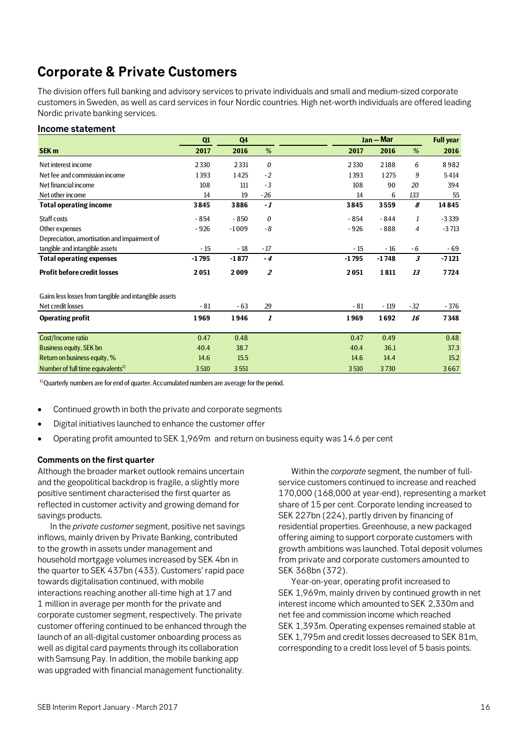# Corporate & Private Customers

The division offers full banking and advisory services to private individuals and small and medium-sized corporate customers in Sweden, as well as card services in four Nordic countries. High net-worth individuals are offered leading Nordic private banking services.

### Income statement

| | Q1 | Q4 | | Jan – Mar | | | Full year |
|---|---|---|---|---|---|---|---|
| **SEK m** | **2017** | **2016** | *%* | **2017** | **2016** | *%* | **2016** |
| Net interest income | 2 330 | 2 331 | *0* | 2 330 | 2 188 | *6* | 8 982 |
| Net fee and commission income | 1 393 | 1 425 | *-2* | 1 393 | 1 275 | *9* | 5 414 |
| Net financial income | 108 | 111 | *-3* | 108 | 90 | *20* | 394 |
| Net other income | 14 | 19 | *-26* | 14 | 6 | *133* | 55 |
| **Total operating income** | **3 845** | **3 886** | ***-1*** | **3 845** | **3 559** | ***8*** | **14 845** |
| Staff costs | -854 | -850 | *0* | -854 | -844 | *1* | -3 339 |
| Other expenses | -926 | -1 009 | *-8* | -926 | -888 | *4* | -3 713 |
| Depreciation, amortisation and impairment of tangible and intangible assets | -15 | -18 | *-17* | -15 | -16 | *-6* | -69 |
| **Total operating expenses** | **-1 795** | **-1 877** | ***-4*** | **-1 795** | **-1 748** | ***3*** | **-7 121** |
| **Profit before credit losses** | **2 051** | **2 009** | ***2*** | **2 051** | **1 811** | ***13*** | **7 724** |
| Gains less losses from tangible and intangible assets | | | | | | | |
| Net credit losses | -81 | -63 | *29* | -81 | -119 | *-32* | -376 |
| **Operating profit** | **1 969** | **1 946** | ***1*** | **1 969** | **1 692** | ***16*** | **7 348** |
| Cost/Income ratio | 0.47 | 0.48 | | 0.47 | 0.49 | | 0.48 |
| Business equity, SEK bn | 40.4 | 38.7 | | 40.4 | 36.1 | | 37.3 |
| Return on business equity, % | 14.6 | 15.5 | | 14.6 | 14.4 | | 15.2 |
| Number of full time equivalents[1] | 3 510 | 3 551 | | 3 510 | 3 730 | | 3 667 |

[1] Quarterly numbers are for end of quarter. Accumulated numbers are average for the period.

- Continued growth in both the private and corporate segments
- Digital initiatives launched to enhance the customer offer
- Operating profit amounted to SEK 1,969m and return on business equity was 14.6 per cent

**Comments on the first quarter**

Although the broader market outlook remains uncertain and the geopolitical backdrop is fragile, a slightly more positive sentiment characterised the first quarter as reflected in customer activity and growing demand for savings products.

In the *private customer* segment, positive net savings inflows, mainly driven by Private Banking, contributed to the growth in assets under management and household mortgage volumes increased by SEK 4bn in the quarter to SEK 437bn (433). Customers' rapid pace towards digitalisation continued, with mobile interactions reaching another all-time high at 17 and 1 million in average per month for the private and corporate customer segment, respectively. The private customer offering continued to be enhanced through the launch of an all-digital customer onboarding process as well as digital card payments through its collaboration with Samsung Pay. In addition, the mobile banking app was upgraded with financial management functionality.

Within the *corporate* segment, the number of full-service customers continued to increase and reached 170,000 (168,000 at year-end), representing a market share of 15 per cent. Corporate lending increased to SEK 227bn (224), partly driven by financing of residential properties. Greenhouse, a new packaged offering aiming to support corporate customers with growth ambitions was launched. Total deposit volumes from private and corporate customers amounted to SEK 368bn (372).

Year-on-year, operating profit increased to SEK 1,969m, mainly driven by continued growth in net interest income which amounted to SEK 2,330m and net fee and commission income which reached SEK 1,393m. Operating expenses remained stable at SEK 1,795m and credit losses decreased to SEK 81m, corresponding to a credit loss level of 5 basis points.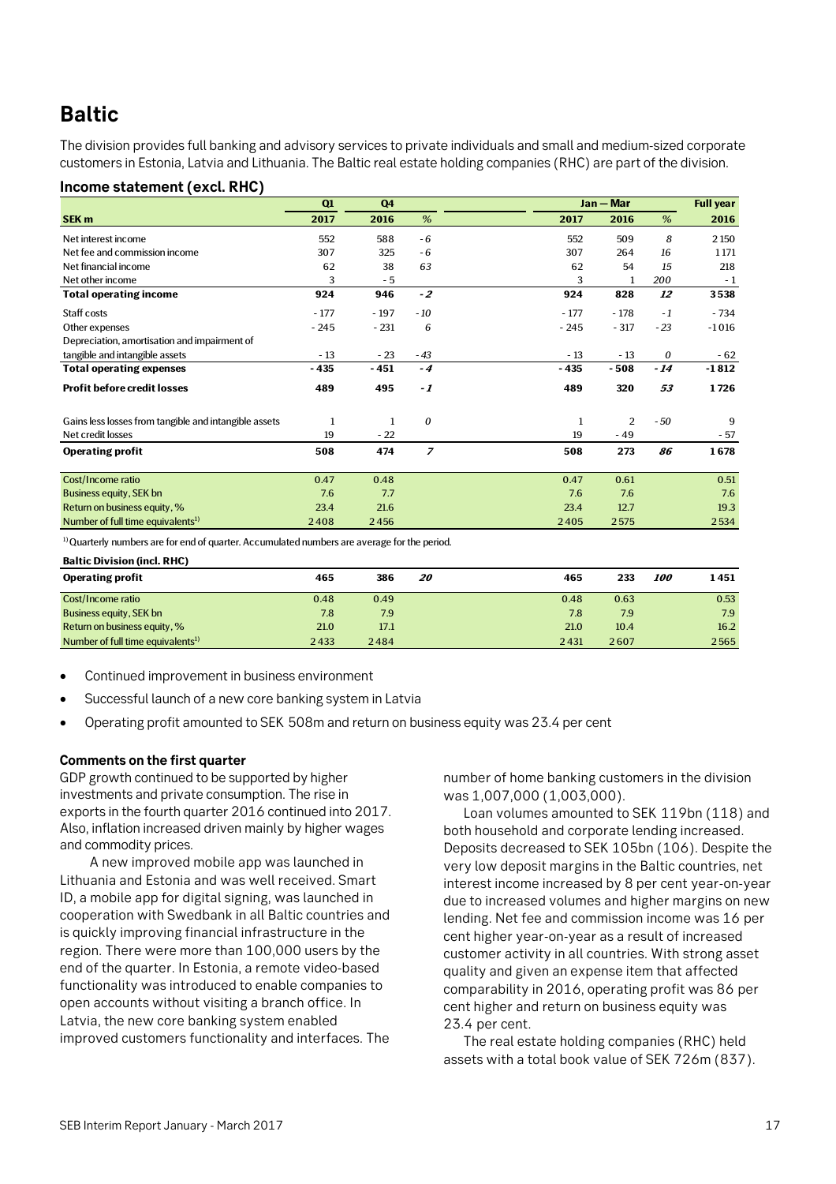# Baltic

The division provides full banking and advisory services to private individuals and small and medium-sized corporate customers in Estonia, Latvia and Lithuania. The Baltic real estate holding companies (RHC) are part of the division.

## Income statement (excl. RHC)

| | Q1 | Q4 | | Jan — Mar | | | Full year |
|---|---|---|---|---|---|---|---|
| SEK m | 2017 | 2016 | % | 2017 | 2016 | % | 2016 |
| Net interest income | 552 | 588 | -6 | 552 | 509 | 8 | 2150 |
| Net fee and commission income | 307 | 325 | -6 | 307 | 264 | 16 | 1171 |
| Net financial income | 62 | 38 | 63 | 62 | 54 | 15 | 218 |
| Net other income | 3 | -5 | | 3 | 1 | 200 | -1 |
| **Total operating income** | **924** | **946** | **-2** | **924** | **828** | **12** | **3538** |
| Staff costs | -177 | -197 | -10 | -177 | -178 | -1 | -734 |
| Other expenses | -245 | -231 | 6 | -245 | -317 | -23 | -1016 |
| Depreciation, amortisation and impairment of tangible and intangible assets | -13 | -23 | -43 | -13 | -13 | 0 | -62 |
| **Total operating expenses** | **-435** | **-451** | **-4** | **-435** | **-508** | **-14** | **-1812** |
| **Profit before credit losses** | **489** | **495** | **-1** | **489** | **320** | **53** | **1726** |
| Gains less losses from tangible and intangible assets | 1 | 1 | 0 | 1 | 2 | -50 | 9 |
| Net credit losses | 19 | -22 | | 19 | -49 | | -57 |
| **Operating profit** | **508** | **474** | **7** | **508** | **273** | **86** | **1678** |
| Cost/Income ratio | 0.47 | 0.48 | | 0.47 | 0.61 | | 0.51 |
| Business equity, SEK bn | 7.6 | 7.7 | | 7.6 | 7.6 | | 7.6 |
| Return on business equity, % | 23.4 | 21.6 | | 23.4 | 12.7 | | 19.3 |
| Number of full time equivalents[1] | 2408 | 2456 | | 2405 | 2575 | | 2534 |

[1] Quarterly numbers are for end of quarter. Accumulated numbers are average for the period.

**Baltic Division (incl. RHC)**

| | Q1 2017 | Q4 2016 | % | Jan—Mar 2017 | Jan—Mar 2016 | % | Full year 2016 |
|---|---|---|---|---|---|---|---|
| **Operating profit** | **465** | **386** | **20** | **465** | **233** | **100** | **1451** |
| Cost/Income ratio | 0.48 | 0.49 | | 0.48 | 0.63 | | 0.53 |
| Business equity, SEK bn | 7.8 | 7.9 | | 7.8 | 7.9 | | 7.9 |
| Return on business equity, % | 21.0 | 17.1 | | 21.0 | 10.4 | | 16.2 |
| Number of full time equivalents[1] | 2433 | 2484 | | 2431 | 2607 | | 2565 |

- Continued improvement in business environment
- Successful launch of a new core banking system in Latvia
- Operating profit amounted to SEK 508m and return on business equity was 23.4 per cent

**Comments on the first quarter**

GDP growth continued to be supported by higher investments and private consumption. The rise in exports in the fourth quarter 2016 continued into 2017. Also, inflation increased driven mainly by higher wages and commodity prices.

A new improved mobile app was launched in Lithuania and Estonia and was well received. Smart ID, a mobile app for digital signing, was launched in cooperation with Swedbank in all Baltic countries and is quickly improving financial infrastructure in the region. There were more than 100,000 users by the end of the quarter. In Estonia, a remote video-based functionality was introduced to enable companies to open accounts without visiting a branch office. In Latvia, the new core banking system enabled improved customers functionality and interfaces. The number of home banking customers in the division was 1,007,000 (1,003,000).

Loan volumes amounted to SEK 119bn (118) and both household and corporate lending increased. Deposits decreased to SEK 105bn (106). Despite the very low deposit margins in the Baltic countries, net interest income increased by 8 per cent year-on-year due to increased volumes and higher margins on new lending. Net fee and commission income was 16 per cent higher year-on-year as a result of increased customer activity in all countries. With strong asset quality and given an expense item that affected comparability in 2016, operating profit was 86 per cent higher and return on business equity was 23.4 per cent.

The real estate holding companies (RHC) held assets with a total book value of SEK 726m (837).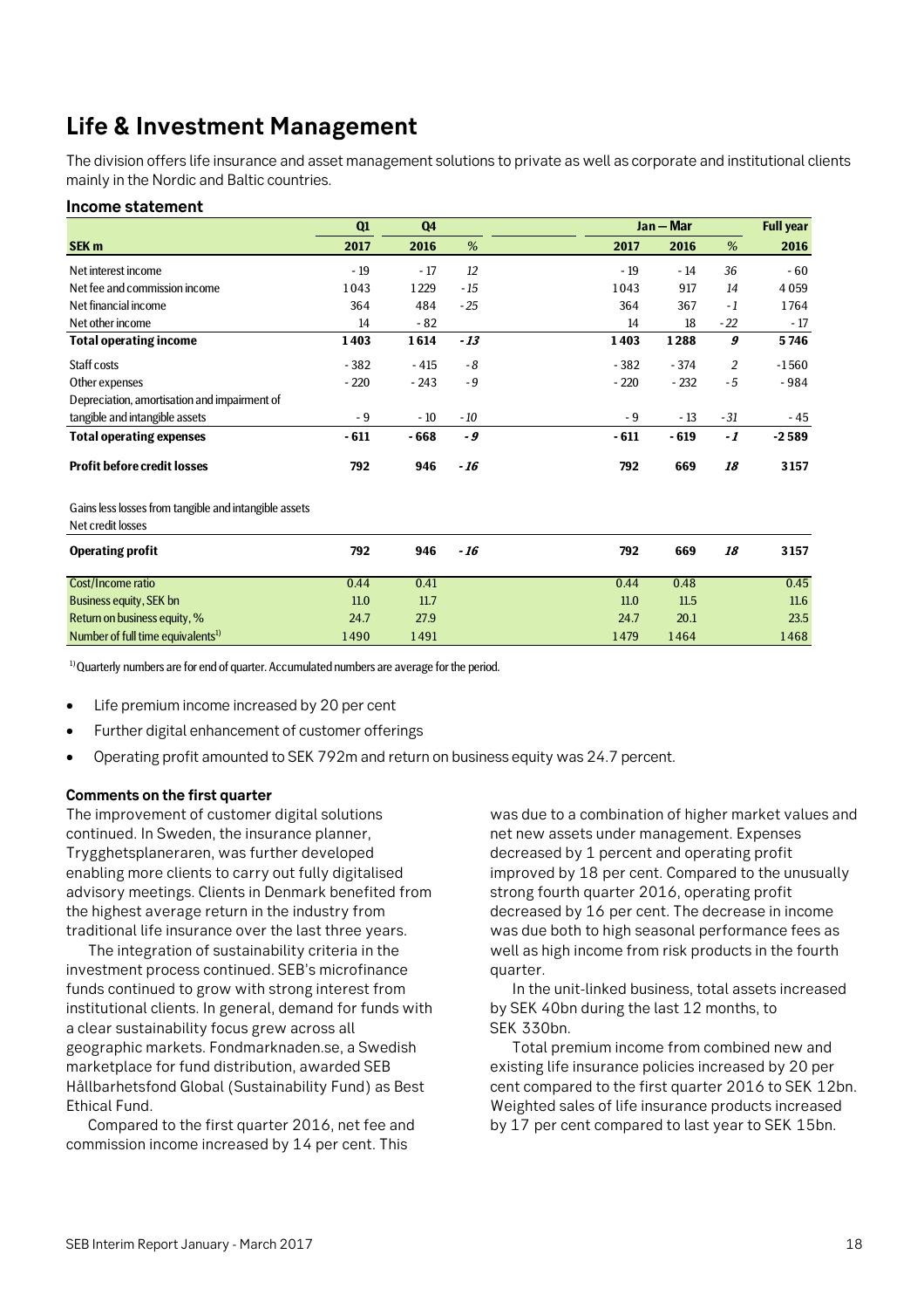# Life & Investment Management

The division offers life insurance and asset management solutions to private as well as corporate and institutional clients mainly in the Nordic and Baltic countries.

### Income statement

| | Q1 | Q4 | | Jan – Mar | | | Full year |
|---|---|---|---|---|---|---|---|
| **SEK m** | **2017** | **2016** | **%** | **2017** | **2016** | **%** | **2016** |
| Net interest income | - 19 | - 17 | *12* | - 19 | - 14 | *36* | - 60 |
| Net fee and commission income | 1 043 | 1 229 | *- 15* | 1 043 | 917 | *14* | 4 059 |
| Net financial income | 364 | 484 | *- 25* | 364 | 367 | *- 1* | 1 764 |
| Net other income | 14 | - 82 | | 14 | 18 | *- 22* | - 17 |
| **Total operating income** | **1 403** | **1 614** | ***- 13*** | **1 403** | **1 288** | ***9*** | **5 746** |
| Staff costs | - 382 | - 415 | *- 8* | - 382 | - 374 | *2* | -1 560 |
| Other expenses | - 220 | - 243 | *- 9* | - 220 | - 232 | *- 5* | - 984 |
| Depreciation, amortisation and impairment of tangible and intangible assets | - 9 | - 10 | *- 10* | - 9 | - 13 | *- 31* | - 45 |
| **Total operating expenses** | **- 611** | **- 668** | ***- 9*** | **- 611** | **- 619** | ***- 1*** | **-2 589** |
| **Profit before credit losses** | **792** | **946** | ***- 16*** | **792** | **669** | ***18*** | **3 157** |
| Gains less losses from tangible and intangible assets | | | | | | | |
| Net credit losses | | | | | | | |
| **Operating profit** | **792** | **946** | ***- 16*** | **792** | **669** | ***18*** | **3 157** |
| Cost/Income ratio | 0.44 | 0.41 | | 0.44 | 0.48 | | 0.45 |
| Business equity, SEK bn | 11.0 | 11.7 | | 11.0 | 11.5 | | 11.6 |
| Return on business equity, % | 24.7 | 27.9 | | 24.7 | 20.1 | | 23.5 |
| Number of full time equivalents[1] | 1 490 | 1 491 | | 1 479 | 1 464 | | 1 468 |

[1] Quarterly numbers are for end of quarter. Accumulated numbers are average for the period.

- Life premium income increased by 20 per cent
- Further digital enhancement of customer offerings
- Operating profit amounted to SEK 792m and return on business equity was 24.7 percent.

**Comments on the first quarter**

The improvement of customer digital solutions continued. In Sweden, the insurance planner, Trygghetsplaneraren, was further developed enabling more clients to carry out fully digitalised advisory meetings. Clients in Denmark benefited from the highest average return in the industry from traditional life insurance over the last three years.

The integration of sustainability criteria in the investment process continued. SEB's microfinance funds continued to grow with strong interest from institutional clients. In general, demand for funds with a clear sustainability focus grew across all geographic markets. Fondmarknaden.se, a Swedish marketplace for fund distribution, awarded SEB Hållbarhetsfond Global (Sustainability Fund) as Best Ethical Fund.

Compared to the first quarter 2016, net fee and commission income increased by 14 per cent. This was due to a combination of higher market values and net new assets under management. Expenses decreased by 1 percent and operating profit improved by 18 per cent. Compared to the unusually strong fourth quarter 2016, operating profit decreased by 16 per cent. The decrease in income was due both to high seasonal performance fees as well as high income from risk products in the fourth quarter.

In the unit-linked business, total assets increased by SEK 40bn during the last 12 months, to SEK 330bn.

Total premium income from combined new and existing life insurance policies increased by 20 per cent compared to the first quarter 2016 to SEK 12bn. Weighted sales of life insurance products increased by 17 per cent compared to last year to SEK 15bn.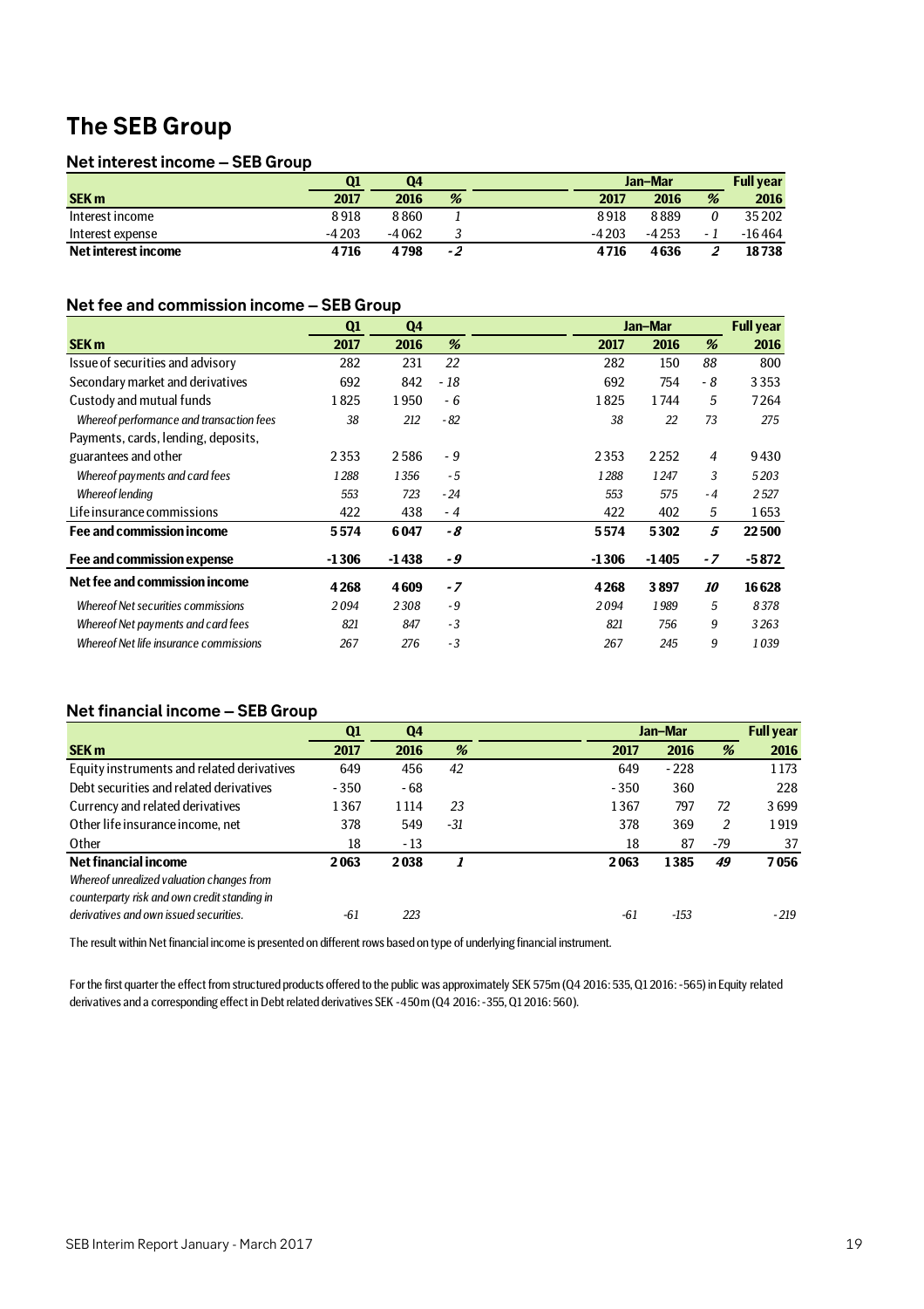# The SEB Group

## Net interest income – SEB Group

| SEK m | Q1 2017 | Q4 2016 | % | Jan–Mar 2017 | Jan–Mar 2016 | % | Full year 2016 |
|---|---|---|---|---|---|---|---|
| Interest income | 8 918 | 8 860 | *1* | 8 918 | 8 889 | *0* | 35 202 |
| Interest expense | -4 203 | -4 062 | *3* | -4 203 | -4 253 | *- 1* | -16 464 |
| **Net interest income** | **4 716** | **4 798** | ***-2*** | **4 716** | **4 636** | ***2*** | **18 738** |

## Net fee and commission income – SEB Group

| SEK m | Q1 2017 | Q4 2016 | % | Jan–Mar 2017 | Jan–Mar 2016 | % | Full year 2016 |
|---|---|---|---|---|---|---|---|
| Issue of securities and advisory | 282 | 231 | *22* | 282 | 150 | *88* | 800 |
| Secondary market and derivatives | 692 | 842 | *- 18* | 692 | 754 | *- 8* | 3 353 |
| Custody and mutual funds | 1 825 | 1 950 | *- 6* | 1 825 | 1 744 | *5* | 7 264 |
| *Whereof performance and transaction fees* | *38* | *212* | *- 82* | *38* | *22* | *73* | *275* |
| Payments, cards, lending, deposits, guarantees and other | 2 353 | 2 586 | *- 9* | 2 353 | 2 252 | *4* | 9 430 |
| *Whereof payments and card fees* | *1 288* | *1 356* | *- 5* | *1 288* | *1 247* | *3* | *5 203* |
| *Whereof lending* | *553* | *723* | *- 24* | *553* | *575* | *- 4* | *2 527* |
| Life insurance commissions | 422 | 438 | *- 4* | 422 | 402 | *5* | 1 653 |
| **Fee and commission income** | **5 574** | **6 047** | ***- 8*** | **5 574** | **5 302** | ***5*** | **22 500** |
| **Fee and commission expense** | **-1 306** | **-1 438** | ***- 9*** | **-1 306** | **-1 405** | ***- 7*** | **-5 872** |
| **Net fee and commission income** | **4 268** | **4 609** | ***- 7*** | **4 268** | **3 897** | ***10*** | **16 628** |
| *Whereof Net securities commissions* | *2 094* | *2 308* | *- 9* | *2 094* | *1 989* | *5* | *8 378* |
| *Whereof Net payments and card fees* | *821* | *847* | *- 3* | *821* | *756* | *9* | *3 263* |
| *Whereof Net life insurance commissions* | *267* | *276* | *- 3* | *267* | *245* | *9* | *1 039* |

## Net financial income – SEB Group

| SEK m | Q1 2017 | Q4 2016 | % | Jan–Mar 2017 | Jan–Mar 2016 | % | Full year 2016 |
|---|---|---|---|---|---|---|---|
| Equity instruments and related derivatives | 649 | 456 | *42* | 649 | - 228 | | 1 173 |
| Debt securities and related derivatives | - 350 | - 68 | | - 350 | 360 | | 228 |
| Currency and related derivatives | 1 367 | 1 114 | *23* | 1 367 | 797 | *72* | 3 699 |
| Other life insurance income, net | 378 | 549 | *-31* | 378 | 369 | *2* | 1 919 |
| Other | 18 | - 13 | | 18 | 87 | *-79* | 37 |
| **Net financial income** | **2 063** | **2 038** | ***1*** | **2 063** | **1 385** | ***49*** | **7 056** |
| *Whereof unrealized valuation changes from counterparty risk and own credit standing in derivatives and own issued securities.* | *-61* | *223* | | *-61* | *-153* | | *- 219* |

The result within Net financial income is presented on different rows based on type of underlying financial instrument.

For the first quarter the effect from structured products offered to the public was approximately SEK 575m (Q4 2016: 535, Q1 2016: -565) in Equity related derivatives and a corresponding effect in Debt related derivatives SEK -450m (Q4 2016: -355, Q1 2016: 560).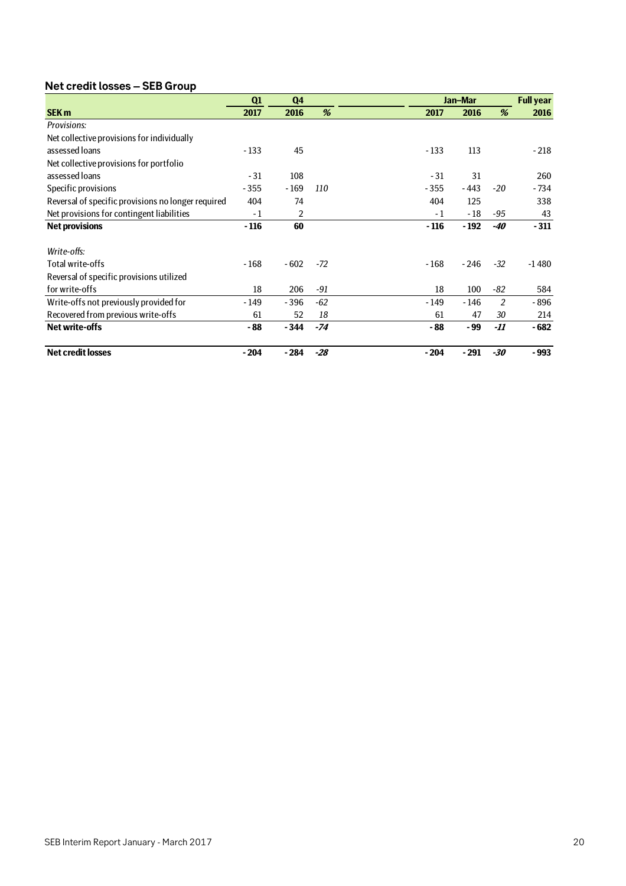## Net credit losses – SEB Group

| | Q1 | Q4 | | Jan–Mar | | | Full year |
|---|---|---|---|---|---|---|---|
| **SEK m** | **2017** | **2016** | ***%*** | **2017** | **2016** | ***%*** | **2016** |
| *Provisions:* | | | | | | | |
| Net collective provisions for individually assessed loans | -133 | 45 | | -133 | 113 | | -218 |
| Net collective provisions for portfolio assessed loans | -31 | 108 | | -31 | 31 | | 260 |
| Specific provisions | -355 | -169 | *110* | -355 | -443 | *-20* | -734 |
| Reversal of specific provisions no longer required | 404 | 74 | | 404 | 125 | | 338 |
| Net provisions for contingent liabilities | -1 | 2 | | -1 | -18 | *-95* | 43 |
| **Net provisions** | **-116** | **60** | | **-116** | **-192** | ***-40*** | **-311** |
| | | | | | | | |
| *Write-offs:* | | | | | | | |
| Total write-offs | -168 | -602 | *-72* | -168 | -246 | *-32* | -1 480 |
| Reversal of specific provisions utilized for write-offs | 18 | 206 | *-91* | 18 | 100 | *-82* | 584 |
| Write-offs not previously provided for | -149 | -396 | *-62* | -149 | -146 | *2* | -896 |
| Recovered from previous write-offs | 61 | 52 | *18* | 61 | 47 | *30* | 214 |
| **Net write-offs** | **-88** | **-344** | ***-74*** | **-88** | **-99** | ***-11*** | **-682** |
| | | | | | | | |
| **Net credit losses** | **-204** | **-284** | ***-28*** | **-204** | **-291** | ***-30*** | **-993** |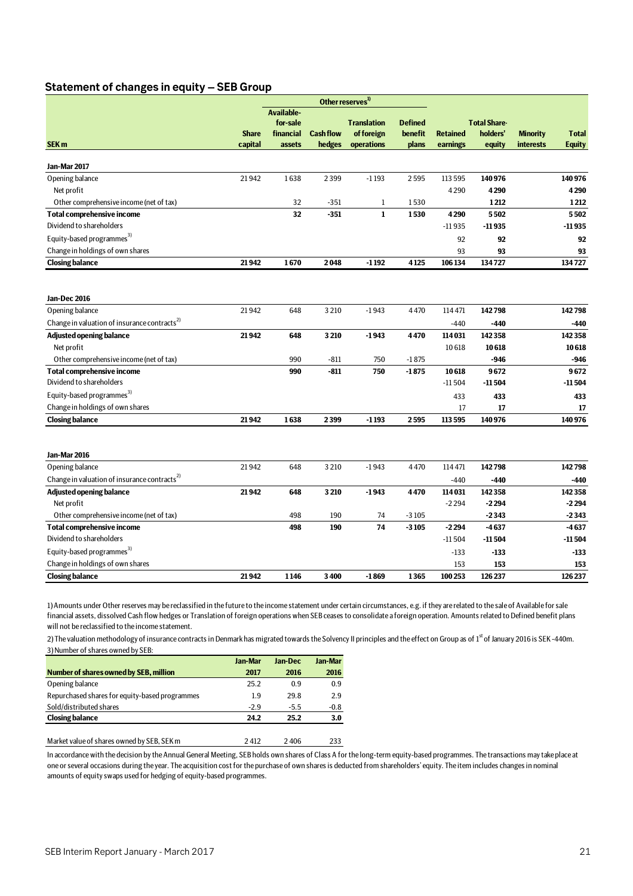## Statement of changes in equity – SEB Group

| SEK m | Share capital | Other reserves[1] Available-for-sale financial assets | Cash flow hedges | Translation of foreign operations | Defined benefit plans | Retained earnings | Total Share-holders' equity | Minority interests | Total Equity |
|---|---|---|---|---|---|---|---|---|---|
| **Jan-Mar 2017** | | | | | | | | | |
| Opening balance | 21 942 | 1 638 | 2 399 | -1 193 | 2 595 | 113 595 | **140 976** | | **140 976** |
| Net profit | | | | | | 4 290 | **4 290** | | **4 290** |
| Other comprehensive income (net of tax) | | 32 | -351 | 1 | 1 530 | | **1 212** | | **1 212** |
| **Total comprehensive income** | | **32** | **-351** | **1** | **1 530** | **4 290** | **5 502** | | **5 502** |
| Dividend to shareholders | | | | | | -11 935 | **-11 935** | | **-11 935** |
| Equity-based programmes[3] | | | | | | 92 | **92** | | **92** |
| Change in holdings of own shares | | | | | | 93 | **93** | | **93** |
| **Closing balance** | **21 942** | **1 670** | **2 048** | **-1 192** | **4 125** | **106 134** | **134 727** | | **134 727** |
| | | | | | | | | | |
| **Jan-Dec 2016** | | | | | | | | | |
| Opening balance | 21 942 | 648 | 3 210 | -1 943 | 4 470 | 114 471 | **142 798** | | **142 798** |
| Change in valuation of insurance contracts[2] | | | | | | -440 | **-440** | | **-440** |
| **Adjusted opening balance** | **21 942** | **648** | **3 210** | **-1 943** | **4 470** | **114 031** | **142 358** | | **142 358** |
| Net profit | | | | | | 10 618 | **10 618** | | **10 618** |
| Other comprehensive income (net of tax) | | 990 | -811 | 750 | -1 875 | | **-946** | | **-946** |
| **Total comprehensive income** | | **990** | **-811** | **750** | **-1 875** | **10 618** | **9 672** | | **9 672** |
| Dividend to shareholders | | | | | | -11 504 | **-11 504** | | **-11 504** |
| Equity-based programmes[3] | | | | | | 433 | **433** | | **433** |
| Change in holdings of own shares | | | | | | 17 | **17** | | **17** |
| **Closing balance** | **21 942** | **1 638** | **2 399** | **-1 193** | **2 595** | **113 595** | **140 976** | | **140 976** |
| | | | | | | | | | |
| **Jan-Mar 2016** | | | | | | | | | |
| Opening balance | 21 942 | 648 | 3 210 | -1 943 | 4 470 | 114 471 | **142 798** | | **142 798** |
| Change in valuation of insurance contracts[2] | | | | | | -440 | **-440** | | **-440** |
| **Adjusted opening balance** | **21 942** | **648** | **3 210** | **-1 943** | **4 470** | **114 031** | **142 358** | | **142 358** |
| Net profit | | | | | | -2 294 | **-2 294** | | **-2 294** |
| Other comprehensive income (net of tax) | | 498 | 190 | 74 | -3 105 | | **-2 343** | | **-2 343** |
| **Total comprehensive income** | | **498** | **190** | **74** | **-3 105** | **-2 294** | **-4 637** | | **-4 637** |
| Dividend to shareholders | | | | | | -11 504 | **-11 504** | | **-11 504** |
| Equity-based programmes[3] | | | | | | -133 | **-133** | | **-133** |
| Change in holdings of own shares | | | | | | 153 | **153** | | **153** |
| **Closing balance** | **21 942** | **1 146** | **3 400** | **-1 869** | **1 365** | **100 253** | **126 237** | | **126 237** |

1) Amounts under Other reserves may be reclassified in the future to the income statement under certain circumstances, e.g. if they are related to the sale of Available for sale financial assets, dissolved Cash flow hedges or Translation of foreign operations when SEB ceases to consolidate a foreign operation. Amounts related to Defined benefit plans will not be reclassified to the income statement.

2) The valuation methodology of insurance contracts in Denmark has migrated towards the Solvency II principles and the effect on Group as of 1st of January 2016 is SEK -440m.

3) Number of shares owned by SEB:

| Number of shares owned by SEB, million | Jan-Mar 2017 | Jan-Dec 2016 | Jan-Mar 2016 |
|---|---|---|---|
| Opening balance | 25.2 | 0.9 | 0.9 |
| Repurchased shares for equity-based programmes | 1.9 | 29.8 | 2.9 |
| Sold/distributed shares | -2.9 | -5.5 | -0.8 |
| **Closing balance** | **24.2** | **25.2** | **3.0** |
| | | | |
| Market value of shares owned by SEB, SEK m | 2 412 | 2 406 | 233 |

In accordance with the decision by the Annual General Meeting, SEB holds own shares of Class A for the long-term equity-based programmes. The transactions may take place at one or several occasions during the year. The acquisition cost for the purchase of own shares is deducted from shareholders' equity. The item includes changes in nominal amounts of equity swaps used for hedging of equity-based programmes.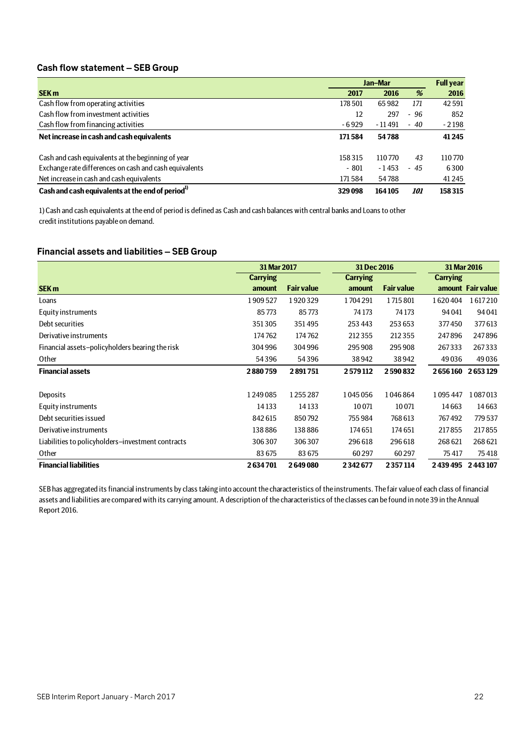## Cash flow statement – SEB Group

| SEK m | Jan–Mar 2017 | Jan–Mar 2016 | % | Full year 2016 |
|---|---|---|---|---|
| Cash flow from operating activities | 178 501 | 65 982 | *171* | 42 591 |
| Cash flow from investment activities | 12 | 297 | *- 96* | 852 |
| Cash flow from financing activities | - 6 929 | - 11 491 | *- 40* | - 2 198 |
| **Net increase in cash and cash equivalents** | **171 584** | **54 788** | | **41 245** |
| | | | | |
| Cash and cash equivalents at the beginning of year | 158 315 | 110 770 | *43* | 110 770 |
| Exchange rate differences on cash and cash equivalents | - 801 | - 1 453 | *- 45* | 6 300 |
| Net increase in cash and cash equivalents | 171 584 | 54 788 | | 41 245 |
| **Cash and cash equivalents at the end of period[1]** | **329 098** | **164 105** | ***101*** | **158 315** |

1) Cash and cash equivalents at the end of period is defined as Cash and cash balances with central banks and Loans to other credit institutions payable on demand.

## Financial assets and liabilities – SEB Group

| | 31 Mar 2017 | | 31 Dec 2016 | | 31 Mar 2016 | |
|---|---|---|---|---|---|---|
| **SEK m** | **Carrying amount** | **Fair value** | **Carrying amount** | **Fair value** | **Carrying amount** | **Fair value** |
| Loans | 1 909 527 | 1 920 329 | 1 704 291 | 1 715 801 | 1 620 404 | 1 617 210 |
| Equity instruments | 85 773 | 85 773 | 74 173 | 74 173 | 94 041 | 94 041 |
| Debt securities | 351 305 | 351 495 | 253 443 | 253 653 | 377 450 | 377 613 |
| Derivative instruments | 174 762 | 174 762 | 212 355 | 212 355 | 247 896 | 247 896 |
| Financial assets–policyholders bearing the risk | 304 996 | 304 996 | 295 908 | 295 908 | 267 333 | 267 333 |
| Other | 54 396 | 54 396 | 38 942 | 38 942 | 49 036 | 49 036 |
| **Financial assets** | **2 880 759** | **2 891 751** | **2 579 112** | **2 590 832** | **2 656 160** | **2 653 129** |
| | | | | | | |
| Deposits | 1 249 085 | 1 255 287 | 1 045 056 | 1 046 864 | 1 095 447 | 1 087 013 |
| Equity instruments | 14 133 | 14 133 | 10 071 | 10 071 | 14 663 | 14 663 |
| Debt securities issued | 842 615 | 850 792 | 755 984 | 768 613 | 767 492 | 779 537 |
| Derivative instruments | 138 886 | 138 886 | 174 651 | 174 651 | 217 855 | 217 855 |
| Liabilities to policyholders–investment contracts | 306 307 | 306 307 | 296 618 | 296 618 | 268 621 | 268 621 |
| Other | 83 675 | 83 675 | 60 297 | 60 297 | 75 417 | 75 418 |
| **Financial liabilities** | **2 634 701** | **2 649 080** | **2 342 677** | **2 357 114** | **2 439 495** | **2 443 107** |

SEB has aggregated its financial instruments by class taking into account the characteristics of the instruments. The fair value of each class of financial assets and liabilities are compared with its carrying amount. A description of the characteristics of the classes can be found in note 39 in the Annual Report 2016.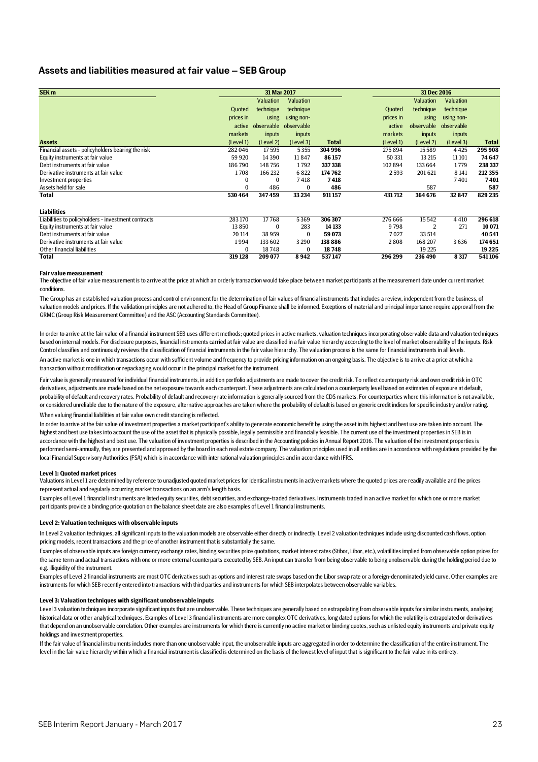## Assets and liabilities measured at fair value – SEB Group

| SEK m | 31 Mar 2017 | | | | 31 Dec 2016 | | | |
|---|---|---|---|---|---|---|---|---|
| | Quoted prices in active markets | Valuation technique using observable inputs | Valuation technique using non-observable inputs | | Quoted prices in active markets | Valuation technique using observable inputs | Valuation technique using non-observable inputs | |
| **Assets** | (Level 1) | (Level 2) | (Level 3) | **Total** | (Level 1) | (Level 2) | (Level 3) | **Total** |
| Financial assets - policyholders bearing the risk | 282 046 | 17 595 | 5 355 | **304 996** | 275 894 | 15 589 | 4 425 | **295 908** |
| Equity instruments at fair value | 59 920 | 14 390 | 11 847 | **86 157** | 50 331 | 13 215 | 11 101 | **74 647** |
| Debt instruments at fair value | 186 790 | 148 756 | 1 792 | **337 338** | 102 894 | 133 664 | 1 779 | **238 337** |
| Derivative instruments at fair value | 1 708 | 166 232 | 6 822 | **174 762** | 2 593 | 201 621 | 8 141 | **212 355** |
| Investment properties | 0 | 0 | 7 418 | **7 418** | | | 7 401 | **7 401** |
| Assets held for sale | 0 | 486 | 0 | **486** | | 587 | | **587** |
| **Total** | **530 464** | **347 459** | **33 234** | **911 157** | **431 712** | **364 676** | **32 847** | **829 235** |
| | | | | | | | | |
| **Liabilities** | | | | | | | | |
| Liabilities to policyholders - investment contracts | 283 170 | 17 768 | 5 369 | **306 307** | 276 666 | 15 542 | 4 410 | **296 618** |
| Equity instruments at fair value | 13 850 | 0 | 283 | **14 133** | 9 798 | 2 | 271 | **10 071** |
| Debt instruments at fair value | 20 114 | 38 959 | 0 | **59 073** | 7 027 | 33 514 | | **40 541** |
| Derivative instruments at fair value | 1 994 | 133 602 | 3 290 | **138 886** | 2 808 | 168 207 | 3 636 | **174 651** |
| Other financial liabilities | 0 | 18 748 | 0 | **18 748** | | 19 225 | | **19 225** |
| **Total** | **319 128** | **209 077** | **8 942** | **537 147** | **296 299** | **236 490** | **8 317** | **541 106** |

**Fair value measurement**

The objective of fair value measurement is to arrive at the price at which an orderly transaction would take place between market participants at the measurement date under current market conditions.

The Group has an established valuation process and control environment for the determination of fair values of financial instruments that includes a review, independent from the business, of valuation models and prices. If the validation principles are not adhered to, the Head of Group Finance shall be informed. Exceptions of material and principal importance require approval from the GRMC (Group Risk Measurement Committee) and the ASC (Accounting Standards Committee).

In order to arrive at the fair value of a financial instrument SEB uses different methods; quoted prices in active markets, valuation techniques incorporating observable data and valuation techniques based on internal models. For disclosure purposes, financial instruments carried at fair value are classified in a fair value hierarchy according to the level of market observability of the inputs. Risk Control classifies and continuously reviews the classification of financial instruments in the fair value hierarchy. The valuation process is the same for financial instruments in all levels.

An active market is one in which transactions occur with sufficient volume and frequency to provide pricing information on an ongoing basis. The objective is to arrive at a price at which a transaction without modification or repackaging would occur in the principal market for the instrument.

Fair value is generally measured for individual financial instruments, in addition portfolio adjustments are made to cover the credit risk. To reflect counterparty risk and own credit risk in OTC derivatives, adjustments are made based on the net exposure towards each counterpart. These adjustments are calculated on a counterparty level based on estimates of exposure at default, probability of default and recovery rates. Probability of default and recovery rate information is generally sourced from the CDS markets. For counterparties where this information is not available, or considered unreliable due to the nature of the exposure, alternative approaches are taken where the probability of default is based on generic credit indices for specific industry and/or rating.

When valuing financial liabilities at fair value own credit standing is reflected.

In order to arrive at the fair value of investment properties a market participant's ability to generate economic benefit by using the asset in its highest and best use are taken into account. The highest and best use takes into account the use of the asset that is physically possible, legally permissible and financially feasible. The current use of the investment properties in SEB is in accordance with the highest and best use. The valuation of investment properties is described in the Accounting policies in Annual Report 2016. The valuation of the investment properties is performed semi-annually, they are presented and approved by the board in each real estate company. The valuation principles used in all entities are in accordance with regulations provided by the local Financial Supervisory Authorities (FSA) which is in accordance with international valuation principles and in accordance with IFRS.

**Level 1: Quoted market prices**

Valuations in Level 1 are determined by reference to unadjusted quoted market prices for identical instruments in active markets where the quoted prices are readily available and the prices represent actual and regularly occurring market transactions on an arm's length basis.

Examples of Level 1 financial instruments are listed equity securities, debt securities, and exchange-traded derivatives. Instruments traded in an active market for which one or more market participants provide a binding price quotation on the balance sheet date are also examples of Level 1 financial instruments.

**Level 2: Valuation techniques with observable inputs**

In Level 2 valuation techniques, all significant inputs to the valuation models are observable either directly or indirectly. Level 2 valuation techniques include using discounted cash flows, option pricing models, recent transactions and the price of another instrument that is substantially the same.

Examples of observable inputs are foreign currency exchange rates, binding securities price quotations, market interest rates (Stibor, Libor, etc.), volatilities implied from observable option prices for the same term and actual transactions with one or more external counterparts executed by SEB. An input can transfer from being observable to being unobservable during the holding period due to e.g. illiquidity of the instrument.

Examples of Level 2 financial instruments are most OTC derivatives such as options and interest rate swaps based on the Libor swap rate or a foreign-denominated yield curve. Other examples are instruments for which SEB recently entered into transactions with third parties and instruments for which SEB interpolates between observable variables.

**Level 3: Valuation techniques with significant unobservable inputs**

Level 3 valuation techniques incorporate significant inputs that are unobservable. These techniques are generally based on extrapolating from observable inputs for similar instruments, analysing historical data or other analytical techniques. Examples of Level 3 financial instruments are more complex OTC derivatives, long dated options for which the volatility is extrapolated or derivatives that depend on an unobservable correlation. Other examples are instruments for which there is currently no active market or binding quotes, such as unlisted equity instruments and private equity holdings and investment properties.

If the fair value of financial instruments includes more than one unobservable input, the unobservable inputs are aggregated in order to determine the classification of the entire instrument. The level in the fair value hierarchy within which a financial instrument is classified is determined on the basis of the lowest level of input that is significant to the fair value in its entirety.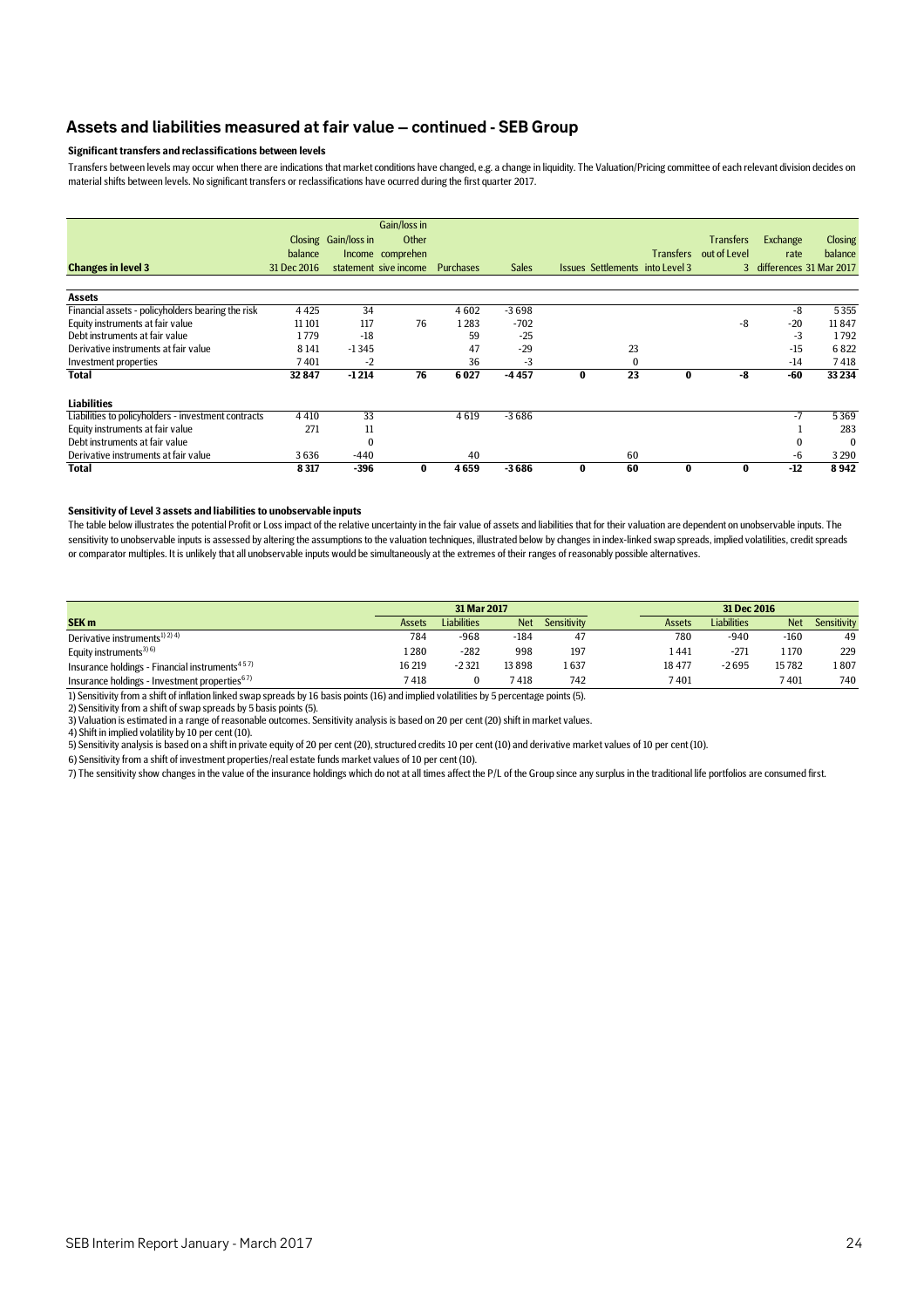## Assets and liabilities measured at fair value – continued - SEB Group

### Significant transfers and reclassifications between levels

Transfers between levels may occur when there are indications that market conditions have changed, e.g. a change in liquidity. The Valuation/Pricing committee of each relevant division decides on material shifts between levels. No significant transfers or reclassifications have ocurred during the first quarter 2017.

| Changes in level 3 | Closing balance 31 Dec 2016 | Gain/loss in Income statement | Gain/loss in Other comprehensive income | Purchases | Sales | Issues | Settlements | Transfers into Level 3 | Transfers out of Level 3 | Exchange rate differences | Closing balance 31 Mar 2017 |
|---|---|---|---|---|---|---|---|---|---|---|---|
| **Assets** | | | | | | | | | | | |
| Financial assets - policyholders bearing the risk | 4 425 | 34 | | 4 602 | -3 698 | | | | | -8 | 5 355 |
| Equity instruments at fair value | 11 101 | 117 | 76 | 1 283 | -702 | | | | -8 | -20 | 11 847 |
| Debt instruments at fair value | 1 779 | -18 | | 59 | -25 | | | | | -3 | 1 792 |
| Derivative instruments at fair value | 8 141 | -1 345 | | 47 | -29 | | 23 | | | -15 | 6 822 |
| Investment properties | 7 401 | -2 | | 36 | -3 | | 0 | | | -14 | 7 418 |
| **Total** | **32 847** | **-1 214** | **76** | **6 027** | **-4 457** | **0** | **23** | **0** | **-8** | **-60** | **33 234** |
| **Liabilities** | | | | | | | | | | | |
| Liabilities to policyholders - investment contracts | 4 410 | 33 | | 4 619 | -3 686 | | | | | -7 | 5 369 |
| Equity instruments at fair value | 271 | 11 | | | | | | | | 1 | 283 |
| Debt instruments at fair value | | 0 | | | | | | | | 0 | 0 |
| Derivative instruments at fair value | 3 636 | -440 | | 40 | | | 60 | | | -6 | 3 290 |
| **Total** | **8 317** | **-396** | **0** | **4 659** | **-3 686** | **0** | **60** | **0** | **0** | **-12** | **8 942** |

### Sensitivity of Level 3 assets and liabilities to unobservable inputs

The table below illustrates the potential Profit or Loss impact of the relative uncertainty in the fair value of assets and liabilities that for their valuation are dependent on unobservable inputs. The sensitivity to unobservable inputs is assessed by altering the assumptions to the valuation techniques, illustrated below by changes in index-linked swap spreads, implied volatilities, credit spreads or comparator multiples. It is unlikely that all unobservable inputs would be simultaneously at the extremes of their ranges of reasonably possible alternatives.

| | 31 Mar 2017 | | | | 31 Dec 2016 | | | |
|---|---|---|---|---|---|---|---|---|
| **SEK m** | Assets | Liabilities | Net | Sensitivity | Assets | Liabilities | Net | Sensitivity |
| Derivative instruments[1) 2) 4)] | 784 | -968 | -184 | 47 | 780 | -940 | -160 | 49 |
| Equity instruments[3) 6)] | 1 280 | -282 | 998 | 197 | 1 441 | -271 | 1 170 | 229 |
| Insurance holdings - Financial instruments[4 5 7)] | 16 219 | -2 321 | 13 898 | 1 637 | 18 477 | -2 695 | 15 782 | 1 807 |
| Insurance holdings - Investment properties[6 7)] | 7 418 | 0 | 7 418 | 742 | 7 401 | | 7 401 | 740 |

1) Sensitivity from a shift of inflation linked swap spreads by 16 basis points (16) and implied volatilities by 5 percentage points (5).
2) Sensitivity from a shift of swap spreads by 5 basis points (5).
3) Valuation is estimated in a range of reasonable outcomes. Sensitivity analysis is based on 20 per cent (20) shift in market values.
4) Shift in implied volatility by 10 per cent (10).
5) Sensitivity analysis is based on a shift in private equity of 20 per cent (20), structured credits 10 per cent (10) and derivative market values of 10 per cent (10).
6) Sensitivity from a shift of investment properties/real estate funds market values of 10 per cent (10).
7) The sensitivity show changes in the value of the insurance holdings which do not at all times affect the P/L of the Group since any surplus in the traditional life portfolios are consumed first.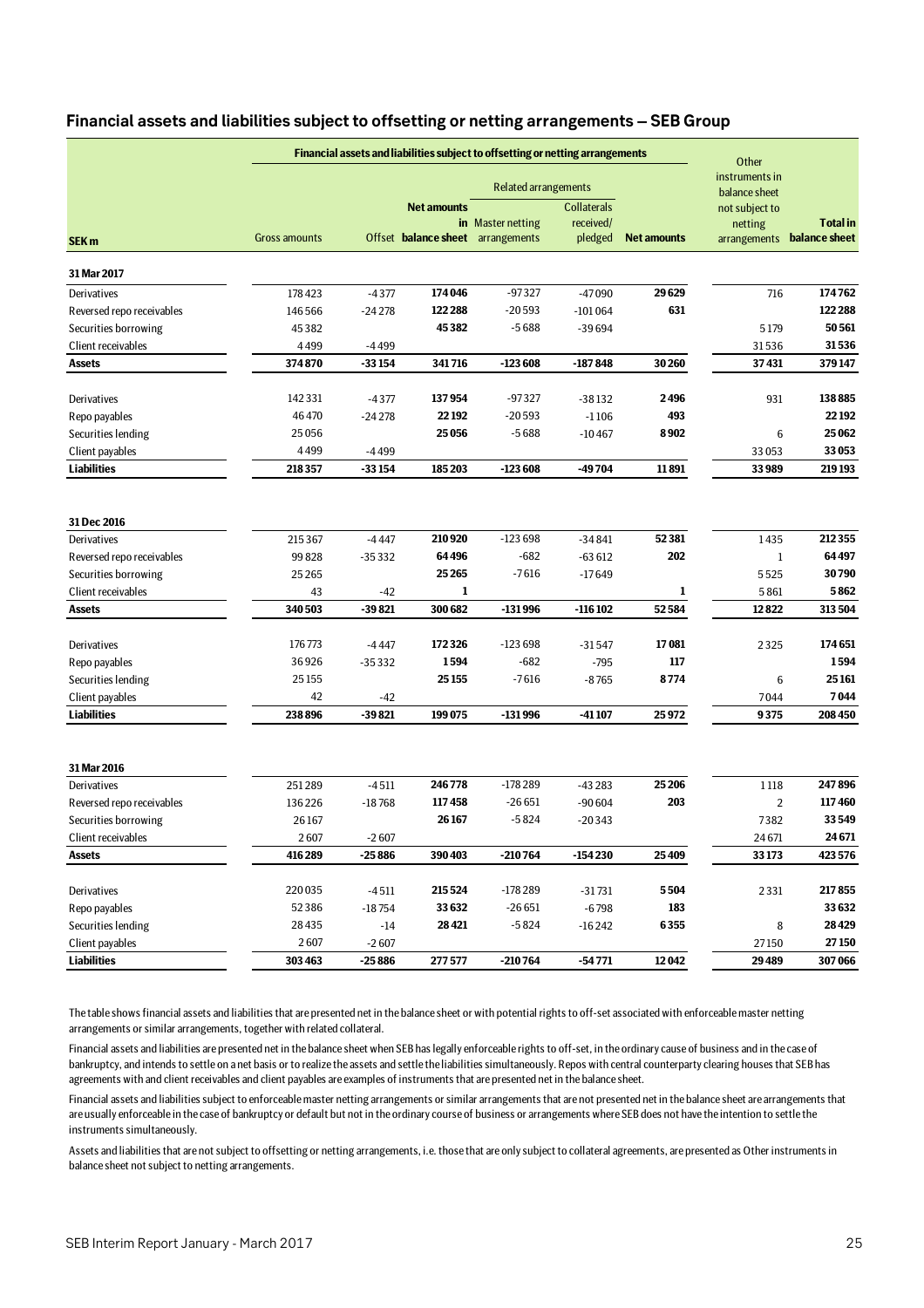## Financial assets and liabilities subject to offsetting or netting arrangements – SEB Group

| SEK m | Financial assets and liabilities subject to offsetting or netting arrangements | | | | | | Other instruments in balance sheet not subject to netting arrangements | Total in balance sheet |
|---|---|---|---|---|---|---|---|---|
| | | | | Related arrangements | | | | |
| | Gross amounts | Offset | Net amounts in balance sheet | Master netting arrangements | Collaterals received/ pledged | Net amounts | | |
| **31 Mar 2017** | | | | | | | | |
| Derivatives | 178 423 | -4 377 | **174 046** | -97 327 | -47 090 | **29 629** | 716 | **174 762** |
| Reversed repo receivables | 146 566 | -24 278 | **122 288** | -20 593 | -101 064 | **631** | | **122 288** |
| Securities borrowing | 45 382 | | **45 382** | -5 688 | -39 694 | | 5 179 | **50 561** |
| Client receivables | 4 499 | -4 499 | | | | | 31 536 | **31 536** |
| **Assets** | **374 870** | **-33 154** | **341 716** | **-123 608** | **-187 848** | **30 260** | **37 431** | **379 147** |
| Derivatives | 142 331 | -4 377 | **137 954** | -97 327 | -38 132 | **2 496** | 931 | **138 885** |
| Repo payables | 46 470 | -24 278 | **22 192** | -20 593 | -1 106 | **493** | | **22 192** |
| Securities lending | 25 056 | | **25 056** | -5 688 | -10 467 | **8 902** | 6 | **25 062** |
| Client payables | 4 499 | -4 499 | | | | | 33 053 | **33 053** |
| **Liabilities** | **218 357** | **-33 154** | **185 203** | **-123 608** | **-49 704** | **11 891** | **33 989** | **219 193** |
| **31 Dec 2016** | | | | | | | | |
| Derivatives | 215 367 | -4 447 | **210 920** | -123 698 | -34 841 | **52 381** | 1 435 | **212 355** |
| Reversed repo receivables | 99 828 | -35 332 | **64 496** | -682 | -63 612 | **202** | 1 | **64 497** |
| Securities borrowing | 25 265 | | **25 265** | -7 616 | -17 649 | | 5 525 | **30 790** |
| Client receivables | 43 | -42 | **1** | | | **1** | 5 861 | **5 862** |
| **Assets** | **340 503** | **-39 821** | **300 682** | **-131 996** | **-116 102** | **52 584** | **12 822** | **313 504** |
| Derivatives | 176 773 | -4 447 | **172 326** | -123 698 | -31 547 | **17 081** | 2 325 | **174 651** |
| Repo payables | 36 926 | -35 332 | **1 594** | -682 | -795 | **117** | | **1 594** |
| Securities lending | 25 155 | | **25 155** | -7 616 | -8 765 | **8 774** | 6 | **25 161** |
| Client payables | 42 | -42 | | | | | 7 044 | **7 044** |
| **Liabilities** | **238 896** | **-39 821** | **199 075** | **-131 996** | **-41 107** | **25 972** | **9 375** | **208 450** |
| **31 Mar 2016** | | | | | | | | |
| Derivatives | 251 289 | -4 511 | **246 778** | -178 289 | -43 283 | **25 206** | 1 118 | **247 896** |
| Reversed repo receivables | 136 226 | -18 768 | **117 458** | -26 651 | -90 604 | **203** | 2 | **117 460** |
| Securities borrowing | 26 167 | | **26 167** | -5 824 | -20 343 | | 7 382 | **33 549** |
| Client receivables | 2 607 | -2 607 | | | | | 24 671 | **24 671** |
| **Assets** | **416 289** | **-25 886** | **390 403** | **-210 764** | **-154 230** | **25 409** | **33 173** | **423 576** |
| Derivatives | 220 035 | -4 511 | **215 524** | -178 289 | -31 731 | **5 504** | 2 331 | **217 855** |
| Repo payables | 52 386 | -18 754 | **33 632** | -26 651 | -6 798 | **183** | | **33 632** |
| Securities lending | 28 435 | -14 | **28 421** | -5 824 | -16 242 | **6 355** | 8 | **28 429** |
| Client payables | 2 607 | -2 607 | | | | | 27 150 | **27 150** |
| **Liabilities** | **303 463** | **-25 886** | **277 577** | **-210 764** | **-54 771** | **12 042** | **29 489** | **307 066** |

The table shows financial assets and liabilities that are presented net in the balance sheet or with potential rights to off-set associated with enforceable master netting arrangements or similar arrangements, together with related collateral.

Financial assets and liabilities are presented net in the balance sheet when SEB has legally enforceable rights to off-set, in the ordinary cause of business and in the case of bankruptcy, and intends to settle on a net basis or to realize the assets and settle the liabilities simultaneously. Repos with central counterparty clearing houses that SEB has agreements with and client receivables and client payables are examples of instruments that are presented net in the balance sheet.

Financial assets and liabilities subject to enforceable master netting arrangements or similar arrangements that are not presented net in the balance sheet are arrangements that are usually enforceable in the case of bankruptcy or default but not in the ordinary course of business or arrangements where SEB does not have the intention to settle the instruments simultaneously.

Assets and liabilities that are not subject to offsetting or netting arrangements, i.e. those that are only subject to collateral agreements, are presented as Other instruments in balance sheet not subject to netting arrangements.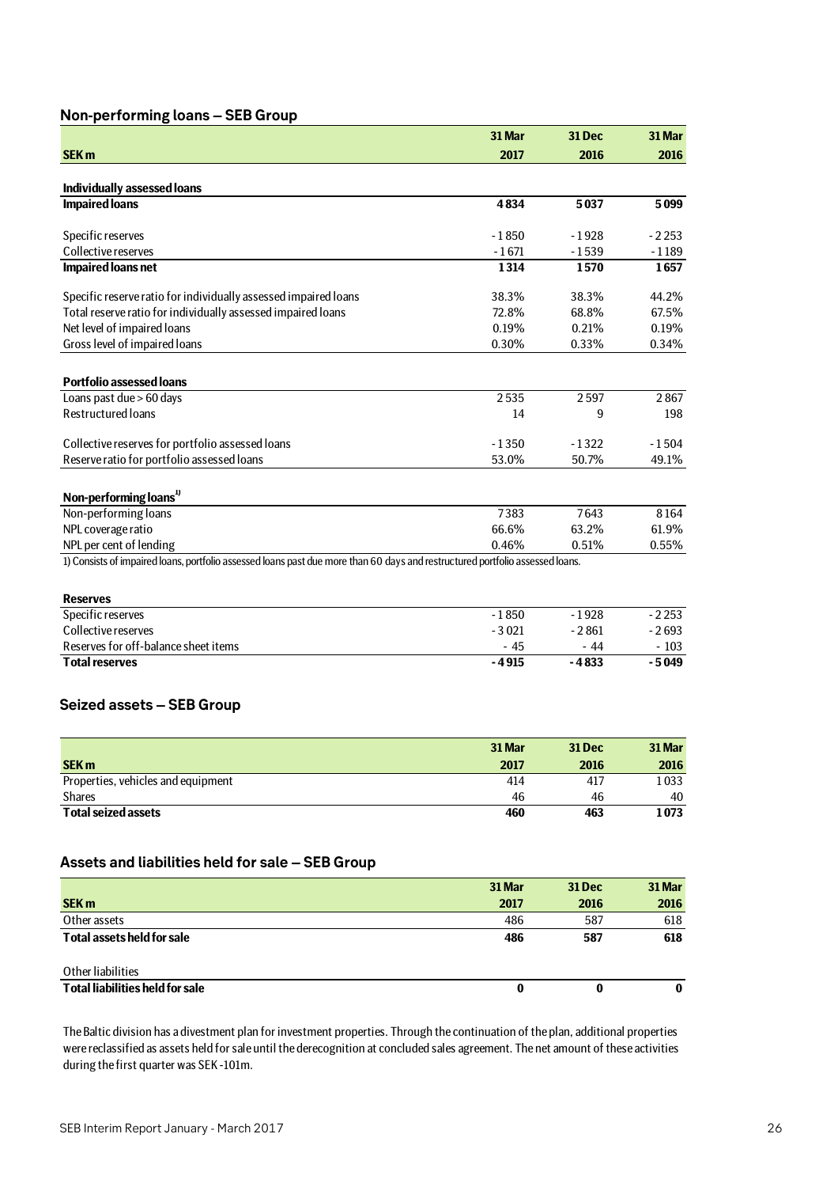## Non-performing loans – SEB Group

| SEK m | 31 Mar 2017 | 31 Dec 2016 | 31 Mar 2016 |
|---|---|---|---|
| **Individually assessed loans** | | | |
| **Impaired loans** | **4 834** | **5 037** | **5 099** |
| Specific reserves | -1 850 | -1 928 | -2 253 |
| Collective reserves | -1 671 | -1 539 | -1 189 |
| **Impaired loans net** | **1 314** | **1 570** | **1 657** |
| Specific reserve ratio for individually assessed impaired loans | 38.3% | 38.3% | 44.2% |
| Total reserve ratio for individually assessed impaired loans | 72.8% | 68.8% | 67.5% |
| Net level of impaired loans | 0.19% | 0.21% | 0.19% |
| Gross level of impaired loans | 0.30% | 0.33% | 0.34% |
| **Portfolio assessed loans** | | | |
| Loans past due > 60 days | 2 535 | 2 597 | 2 867 |
| Restructured loans | 14 | 9 | 198 |
| Collective reserves for portfolio assessed loans | -1 350 | -1 322 | -1 504 |
| Reserve ratio for portfolio assessed loans | 53.0% | 50.7% | 49.1% |
| **Non-performing loans**[1] | | | |
| Non-performing loans | 7 383 | 7 643 | 8 164 |
| NPL coverage ratio | 66.6% | 63.2% | 61.9% |
| NPL per cent of lending | 0.46% | 0.51% | 0.55% |

1) Consists of impaired loans, portfolio assessed loans past due more than 60 days and restructured portfolio assessed loans.

| **Reserves** | | | |
|---|---|---|---|
| Specific reserves | -1 850 | -1 928 | -2 253 |
| Collective reserves | -3 021 | -2 861 | -2 693 |
| Reserves for off-balance sheet items | -45 | -44 | -103 |
| **Total reserves** | **-4 915** | **-4 833** | **-5 049** |

## Seized assets – SEB Group

| SEK m | 31 Mar 2017 | 31 Dec 2016 | 31 Mar 2016 |
|---|---|---|---|
| Properties, vehicles and equipment | 414 | 417 | 1 033 |
| Shares | 46 | 46 | 40 |
| **Total seized assets** | **460** | **463** | **1 073** |

## Assets and liabilities held for sale – SEB Group

| SEK m | 31 Mar 2017 | 31 Dec 2016 | 31 Mar 2016 |
|---|---|---|---|
| Other assets | 486 | 587 | 618 |
| **Total assets held for sale** | **486** | **587** | **618** |
| Other liabilities | | | |
| **Total liabilities held for sale** | **0** | **0** | **0** |

The Baltic division has a divestment plan for investment properties. Through the continuation of the plan, additional properties were reclassified as assets held for sale until the derecognition at concluded sales agreement. The net amount of these activities during the first quarter was SEK -101m.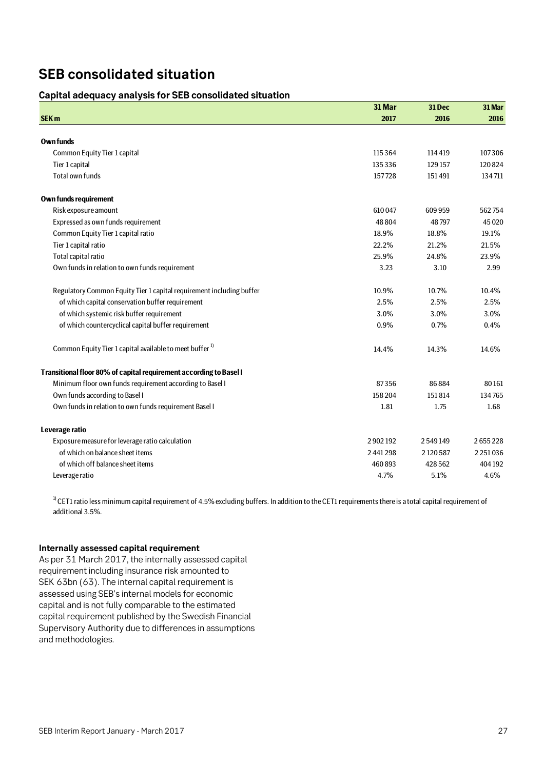# SEB consolidated situation

## Capital adequacy analysis for SEB consolidated situation

| SEK m | 31 Mar 2017 | 31 Dec 2016 | 31 Mar 2016 |
|---|---|---|---|
| **Own funds** | | | |
| Common Equity Tier 1 capital | 115 364 | 114 419 | 107 306 |
| Tier 1 capital | 135 336 | 129 157 | 120 824 |
| Total own funds | 157 728 | 151 491 | 134 711 |
| **Own funds requirement** | | | |
| Risk exposure amount | 610 047 | 609 959 | 562 754 |
| Expressed as own funds requirement | 48 804 | 48 797 | 45 020 |
| Common Equity Tier 1 capital ratio | 18.9% | 18.8% | 19.1% |
| Tier 1 capital ratio | 22.2% | 21.2% | 21.5% |
| Total capital ratio | 25.9% | 24.8% | 23.9% |
| Own funds in relation to own funds requirement | 3.23 | 3.10 | 2.99 |
| Regulatory Common Equity Tier 1 capital requirement including buffer | 10.9% | 10.7% | 10.4% |
| of which capital conservation buffer requirement | 2.5% | 2.5% | 2.5% |
| of which systemic risk buffer requirement | 3.0% | 3.0% | 3.0% |
| of which countercyclical capital buffer requirement | 0.9% | 0.7% | 0.4% |
| Common Equity Tier 1 capital available to meet buffer [1] | 14.4% | 14.3% | 14.6% |
| **Transitional floor 80% of capital requirement according to Basel I** | | | |
| Minimum floor own funds requirement according to Basel I | 87 356 | 86 884 | 80 161 |
| Own funds according to Basel I | 158 204 | 151 814 | 134 765 |
| Own funds in relation to own funds requirement Basel I | 1.81 | 1.75 | 1.68 |
| **Leverage ratio** | | | |
| Exposure measure for leverage ratio calculation | 2 902 192 | 2 549 149 | 2 655 228 |
| of which on balance sheet items | 2 441 298 | 2 120 587 | 2 251 036 |
| of which off balance sheet items | 460 893 | 428 562 | 404 192 |
| Leverage ratio | 4.7% | 5.1% | 4.6% |

[1] CET1 ratio less minimum capital requirement of 4.5% excluding buffers. In addition to the CET1 requirements there is a total capital requirement of additional 3.5%.

### Internally assessed capital requirement

As per 31 March 2017, the internally assessed capital requirement including insurance risk amounted to SEK 63bn (63). The internal capital requirement is assessed using SEB's internal models for economic capital and is not fully comparable to the estimated capital requirement published by the Swedish Financial Supervisory Authority due to differences in assumptions and methodologies.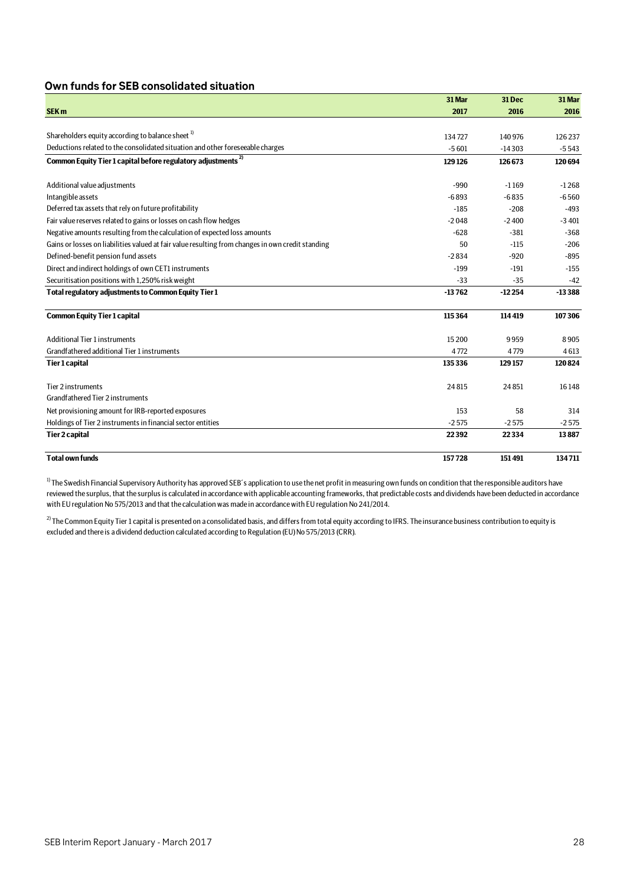## Own funds for SEB consolidated situation

| SEK m | 31 Mar 2017 | 31 Dec 2016 | 31 Mar 2016 |
|---|---|---|---|
| Shareholders equity according to balance sheet [1] | 134 727 | 140 976 | 126 237 |
| Deductions related to the consolidated situation and other foreseeable charges | -5 601 | -14 303 | -5 543 |
| **Common Equity Tier 1 capital before regulatory adjustments [2]** | **129 126** | **126 673** | **120 694** |
| Additional value adjustments | -990 | -1 169 | -1 268 |
| Intangible assets | -6 893 | -6 835 | -6 560 |
| Deferred tax assets that rely on future profitability | -185 | -208 | -493 |
| Fair value reserves related to gains or losses on cash flow hedges | -2 048 | -2 400 | -3 401 |
| Negative amounts resulting from the calculation of expected loss amounts | -628 | -381 | -368 |
| Gains or losses on liabilities valued at fair value resulting from changes in own credit standing | 50 | -115 | -206 |
| Defined-benefit pension fund assets | -2 834 | -920 | -895 |
| Direct and indirect holdings of own CET1 instruments | -199 | -191 | -155 |
| Securitisation positions with 1,250% risk weight | -33 | -35 | -42 |
| **Total regulatory adjustments to Common Equity Tier 1** | **-13 762** | **-12 254** | **-13 388** |
| **Common Equity Tier 1 capital** | **115 364** | **114 419** | **107 306** |
| Additional Tier 1 instruments | 15 200 | 9 959 | 8 905 |
| Grandfathered additional Tier 1 instruments | 4 772 | 4 779 | 4 613 |
| **Tier 1 capital** | **135 336** | **129 157** | **120 824** |
| Tier 2 instruments | 24 815 | 24 851 | 16 148 |
| Grandfathered Tier 2 instruments | | | |
| Net provisioning amount for IRB-reported exposures | 153 | 58 | 314 |
| Holdings of Tier 2 instruments in financial sector entities | -2 575 | -2 575 | -2 575 |
| **Tier 2 capital** | **22 392** | **22 334** | **13 887** |
| **Total own funds** | **157 728** | **151 491** | **134 711** |

[1] The Swedish Financial Supervisory Authority has approved SEB´s application to use the net profit in measuring own funds on condition that the responsible auditors have reviewed the surplus, that the surplus is calculated in accordance with applicable accounting frameworks, that predictable costs and dividends have been deducted in accordance with EU regulation No 575/2013 and that the calculation was made in accordance with EU regulation No 241/2014.

[2] The Common Equity Tier 1 capital is presented on a consolidated basis, and differs from total equity according to IFRS. The insurance business contribution to equity is excluded and there is a dividend deduction calculated according to Regulation (EU) No 575/2013 (CRR).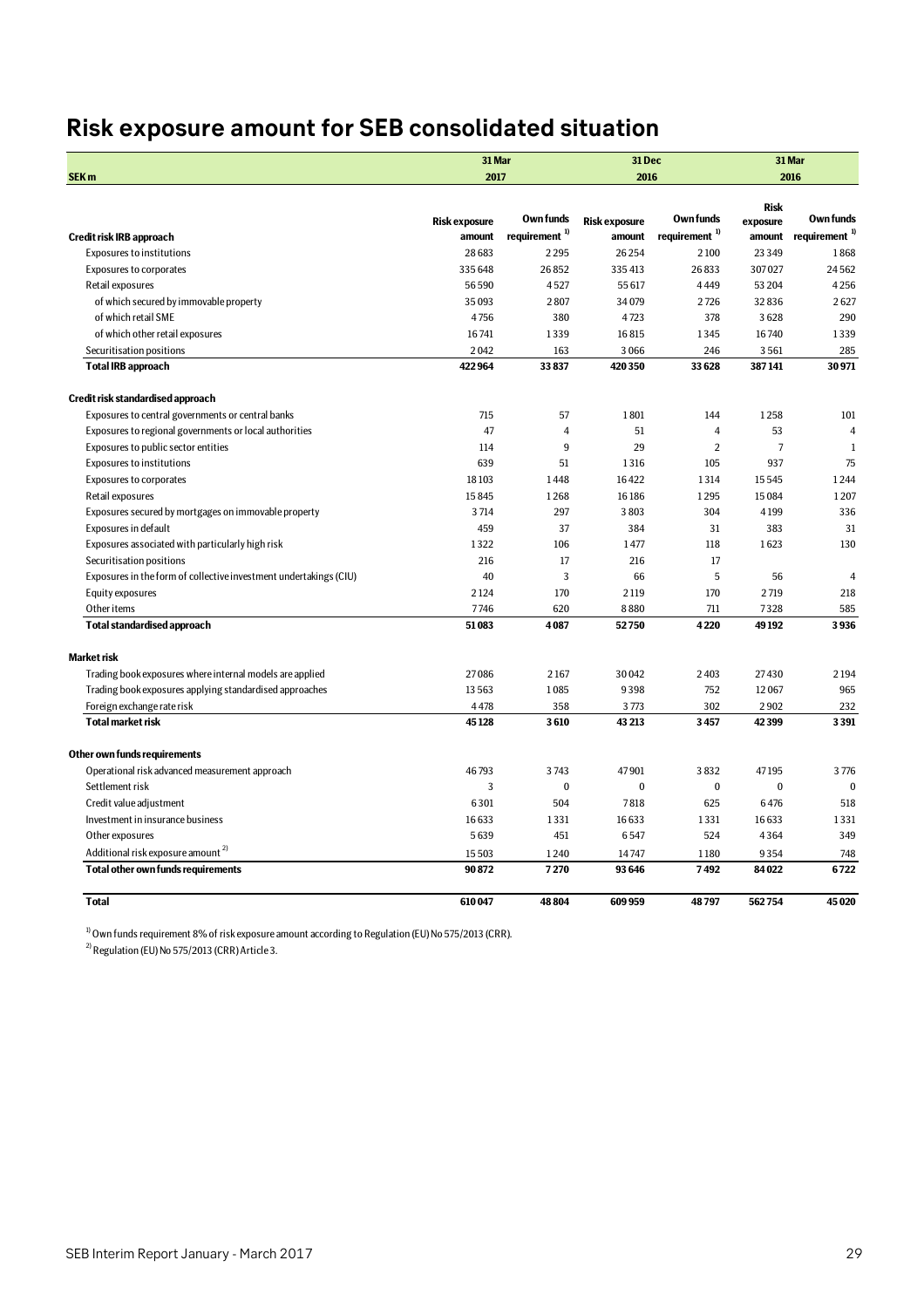# Risk exposure amount for SEB consolidated situation

| SEK m | 31 Mar 2017 | | 31 Dec 2016 | | 31 Mar 2016 | |
|---|---|---|---|---|---|---|
| **Credit risk IRB approach** | Risk exposure amount | Own funds requirement [1] | Risk exposure amount | Own funds requirement [1] | Risk exposure amount | Own funds requirement [1] |
| Exposures to institutions | 28 683 | 2 295 | 26 254 | 2 100 | 23 349 | 1 868 |
| Exposures to corporates | 335 648 | 26 852 | 335 413 | 26 833 | 307 027 | 24 562 |
| Retail exposures | 56 590 | 4 527 | 55 617 | 4 449 | 53 204 | 4 256 |
| of which secured by immovable property | 35 093 | 2 807 | 34 079 | 2 726 | 32 836 | 2 627 |
| of which retail SME | 4 756 | 380 | 4 723 | 378 | 3 628 | 290 |
| of which other retail exposures | 16 741 | 1 339 | 16 815 | 1 345 | 16 740 | 1 339 |
| Securitisation positions | 2 042 | 163 | 3 066 | 246 | 3 561 | 285 |
| **Total IRB approach** | **422 964** | **33 837** | **420 350** | **33 628** | **387 141** | **30 971** |
| **Credit risk standardised approach** | | | | | | |
| Exposures to central governments or central banks | 715 | 57 | 1 801 | 144 | 1 258 | 101 |
| Exposures to regional governments or local authorities | 47 | 4 | 51 | 4 | 53 | 4 |
| Exposures to public sector entities | 114 | 9 | 29 | 2 | 7 | 1 |
| Exposures to institutions | 639 | 51 | 1 316 | 105 | 937 | 75 |
| Exposures to corporates | 18 103 | 1 448 | 16 422 | 1 314 | 15 545 | 1 244 |
| Retail exposures | 15 845 | 1 268 | 16 186 | 1 295 | 15 084 | 1 207 |
| Exposures secured by mortgages on immovable property | 3 714 | 297 | 3 803 | 304 | 4 199 | 336 |
| Exposures in default | 459 | 37 | 384 | 31 | 383 | 31 |
| Exposures associated with particularly high risk | 1 322 | 106 | 1 477 | 118 | 1 623 | 130 |
| Securitisation positions | 216 | 17 | 216 | 17 | | |
| Exposures in the form of collective investment undertakings (CIU) | 40 | 3 | 66 | 5 | 56 | 4 |
| Equity exposures | 2 124 | 170 | 2 119 | 170 | 2 719 | 218 |
| Other items | 7 746 | 620 | 8 880 | 711 | 7 328 | 585 |
| **Total standardised approach** | **51 083** | **4 087** | **52 750** | **4 220** | **49 192** | **3 936** |
| **Market risk** | | | | | | |
| Trading book exposures where internal models are applied | 27 086 | 2 167 | 30 042 | 2 403 | 27 430 | 2 194 |
| Trading book exposures applying standardised approaches | 13 563 | 1 085 | 9 398 | 752 | 12 067 | 965 |
| Foreign exchange rate risk | 4 478 | 358 | 3 773 | 302 | 2 902 | 232 |
| **Total market risk** | **45 128** | **3 610** | **43 213** | **3 457** | **42 399** | **3 391** |
| **Other own funds requirements** | | | | | | |
| Operational risk advanced measurement approach | 46 793 | 3 743 | 47 901 | 3 832 | 47 195 | 3 776 |
| Settlement risk | 3 | 0 | 0 | 0 | 0 | 0 |
| Credit value adjustment | 6 301 | 504 | 7 818 | 625 | 6 476 | 518 |
| Investment in insurance business | 16 633 | 1 331 | 16 633 | 1 331 | 16 633 | 1 331 |
| Other exposures | 5 639 | 451 | 6 547 | 524 | 4 364 | 349 |
| Additional risk exposure amount [2] | 15 503 | 1 240 | 14 747 | 1 180 | 9 354 | 748 |
| **Total other own funds requirements** | **90 872** | **7 270** | **93 646** | **7 492** | **84 022** | **6 722** |
| **Total** | **610 047** | **48 804** | **609 959** | **48 797** | **562 754** | **45 020** |

[1] Own funds requirement 8% of risk exposure amount according to Regulation (EU) No 575/2013 (CRR).

[2] Regulation (EU) No 575/2013 (CRR) Article 3.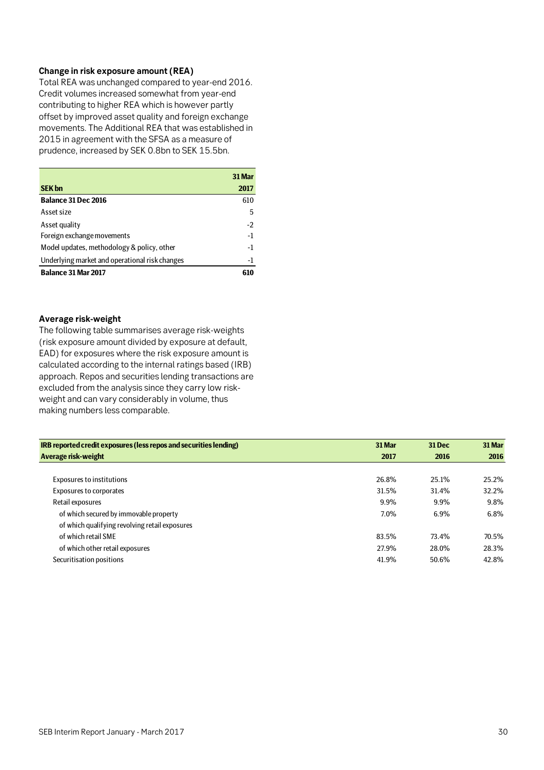### Change in risk exposure amount (REA)

Total REA was unchanged compared to year-end 2016. Credit volumes increased somewhat from year-end contributing to higher REA which is however partly offset by improved asset quality and foreign exchange movements. The Additional REA that was established in 2015 in agreement with the SFSA as a measure of prudence, increased by SEK 0.8bn to SEK 15.5bn.

| SEK bn | 31 Mar 2017 |
|---|---|
| **Balance 31 Dec 2016** | 610 |
| Asset size | 5 |
| Asset quality | -2 |
| Foreign exchange movements | -1 |
| Model updates, methodology & policy, other | -1 |
| Underlying market and operational risk changes | -1 |
| **Balance 31 Mar 2017** | **610** |

### Average risk-weight

The following table summarises average risk-weights (risk exposure amount divided by exposure at default, EAD) for exposures where the risk exposure amount is calculated according to the internal ratings based (IRB) approach. Repos and securities lending transactions are excluded from the analysis since they carry low risk-weight and can vary considerably in volume, thus making numbers less comparable.

| IRB reported credit exposures (less repos and securities lending)<br>Average risk-weight | 31 Mar 2017 | 31 Dec 2016 | 31 Mar 2016 |
|---|---|---|---|
| Exposures to institutions | 26.8% | 25.1% | 25.2% |
| Exposures to corporates | 31.5% | 31.4% | 32.2% |
| Retail exposures | 9.9% | 9.9% | 9.8% |
| of which secured by immovable property | 7.0% | 6.9% | 6.8% |
| of which qualifying revolving retail exposures | | | |
| of which retail SME | 83.5% | 73.4% | 70.5% |
| of which other retail exposures | 27.9% | 28.0% | 28.3% |
| Securitisation positions | 41.9% | 50.6% | 42.8% |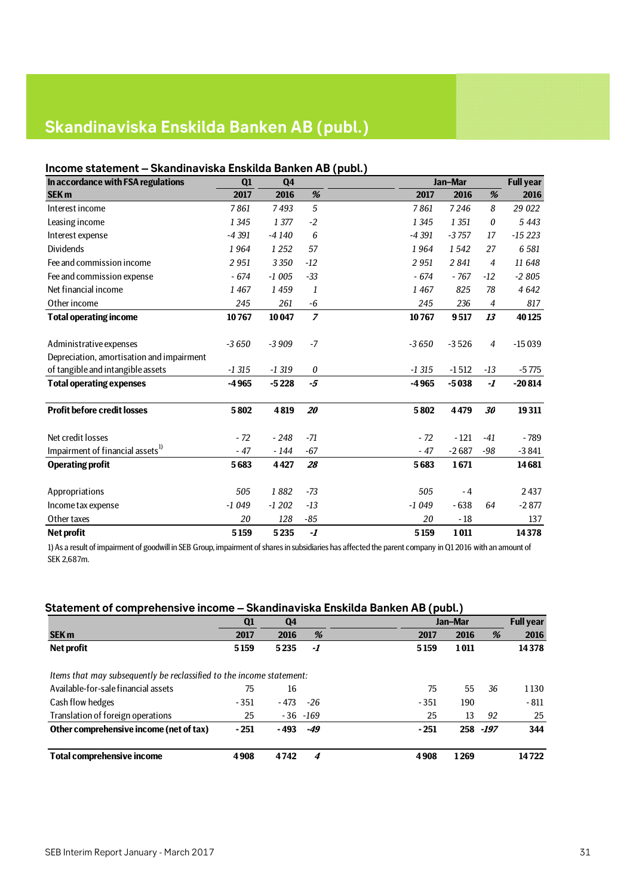# Skandinaviska Enskilda Banken AB (publ.)

## Income statement – Skandinaviska Enskilda Banken AB (publ.)

| In accordance with FSA regulations | Q1 | Q4 | | Jan–Mar | | | Full year |
|---|---|---|---|---|---|---|---|
| **SEK m** | **2017** | **2016** | **%** | **2017** | **2016** | **%** | **2016** |
| Interest income | 7 861 | 7 493 | 5 | 7 861 | 7 246 | 8 | 29 022 |
| Leasing income | 1 345 | 1 377 | -2 | 1 345 | 1 351 | 0 | 5 443 |
| Interest expense | -4 391 | -4 140 | 6 | -4 391 | -3 757 | 17 | -15 223 |
| Dividends | 1 964 | 1 252 | 57 | 1 964 | 1 542 | 27 | 6 581 |
| Fee and commission income | 2 951 | 3 350 | -12 | 2 951 | 2 841 | 4 | 11 648 |
| Fee and commission expense | - 674 | -1 005 | -33 | - 674 | - 767 | -12 | -2 805 |
| Net financial income | 1 467 | 1 459 | 1 | 1 467 | 825 | 78 | 4 642 |
| Other income | 245 | 261 | -6 | 245 | 236 | 4 | 817 |
| **Total operating income** | **10 767** | **10 047** | **7** | **10 767** | **9 517** | **13** | **40 125** |
| | | | | | | | |
| Administrative expenses | -3 650 | -3 909 | -7 | -3 650 | -3 526 | 4 | -15 039 |
| Depreciation, amortisation and impairment of tangible and intangible assets | -1 315 | -1 319 | 0 | -1 315 | -1 512 | -13 | -5 775 |
| **Total operating expenses** | **-4 965** | **-5 228** | **-5** | **-4 965** | **-5 038** | **-1** | **-20 814** |
| | | | | | | | |
| **Profit before credit losses** | **5 802** | **4 819** | **20** | **5 802** | **4 479** | **30** | **19 311** |
| | | | | | | | |
| Net credit losses | - 72 | - 248 | -71 | - 72 | - 121 | -41 | - 789 |
| Impairment of financial assets[1] | - 47 | - 144 | -67 | - 47 | -2 687 | -98 | -3 841 |
| **Operating profit** | **5 683** | **4 427** | **28** | **5 683** | **1 671** | | **14 681** |
| | | | | | | | |
| Appropriations | 505 | 1 882 | -73 | 505 | - 4 | | 2 437 |
| Income tax expense | -1 049 | -1 202 | -13 | -1 049 | - 638 | 64 | -2 877 |
| Other taxes | 20 | 128 | -85 | 20 | - 18 | | 137 |
| **Net profit** | **5 159** | **5 235** | **-1** | **5 159** | **1 011** | | **14 378** |

1) As a result of impairment of goodwill in SEB Group, impairment of shares in subsidiaries has affected the parent company in Q1 2016 with an amount of SEK 2,687m.

## Statement of comprehensive income – Skandinaviska Enskilda Banken AB (publ.)

| | Q1 | Q4 | | Jan–Mar | | | Full year |
|---|---|---|---|---|---|---|---|
| **SEK m** | **2017** | **2016** | **%** | **2017** | **2016** | **%** | **2016** |
| **Net profit** | **5 159** | **5 235** | **-1** | **5 159** | **1 011** | | **14 378** |
| | | | | | | | |
| *Items that may subsequently be reclassified to the income statement:* | | | | | | | |
| Available-for-sale financial assets | 75 | 16 | | 75 | 55 | 36 | 1 130 |
| Cash flow hedges | - 351 | - 473 | -26 | - 351 | 190 | | - 811 |
| Translation of foreign operations | 25 | - 36 | -169 | 25 | 13 | 92 | 25 |
| **Other comprehensive income (net of tax)** | **- 251** | **- 493** | **-49** | **- 251** | **258** | **-197** | **344** |
| | | | | | | | |
| **Total comprehensive income** | **4 908** | **4 742** | **4** | **4 908** | **1 269** | | **14 722** |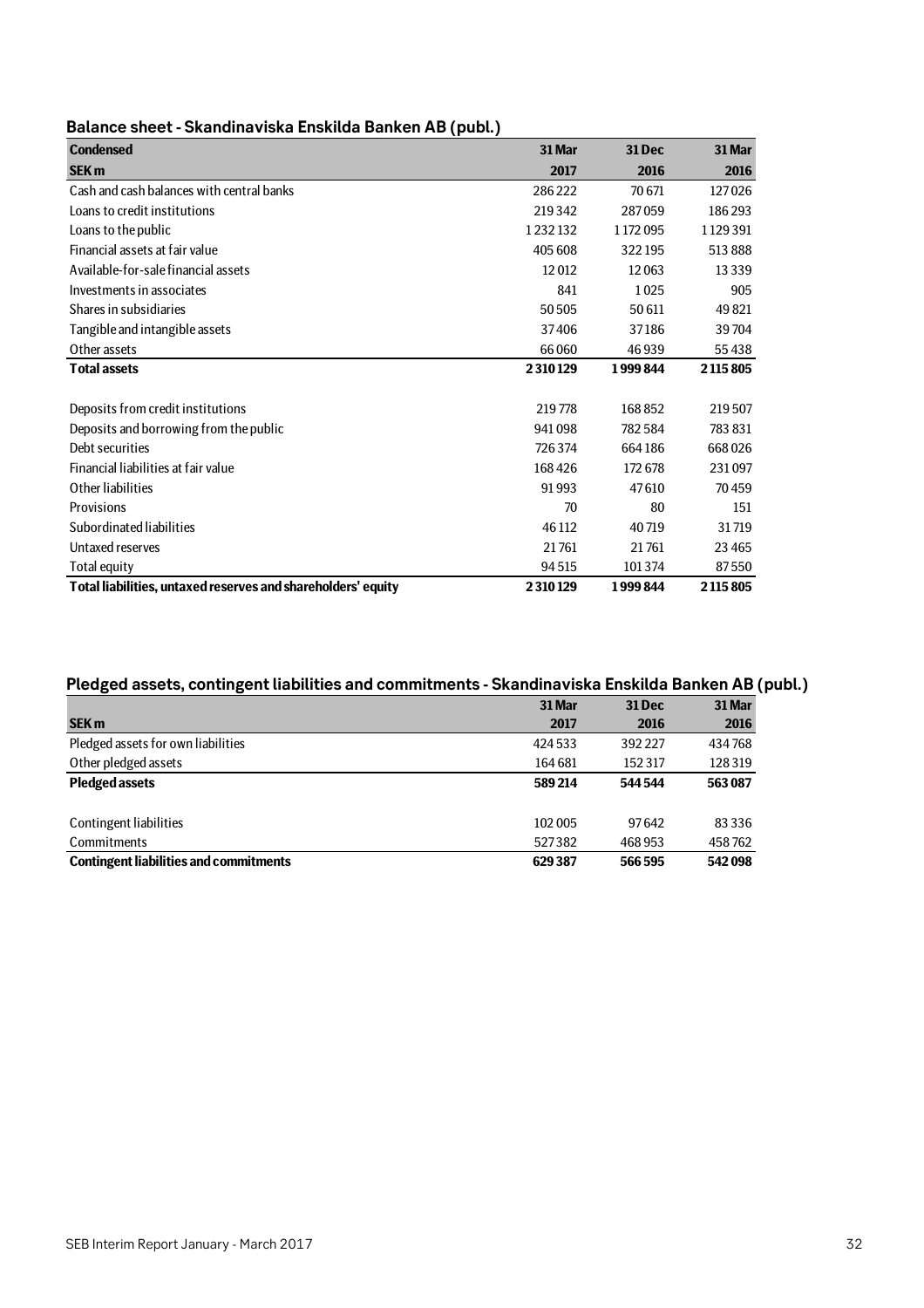## Balance sheet - Skandinaviska Enskilda Banken AB (publ.)

| **Condensed** | **31 Mar** | **31 Dec** | **31 Mar** |
|---|---|---|---|
| **SEK m** | **2017** | **2016** | **2016** |
| Cash and cash balances with central banks | 286 222 | 70 671 | 127 026 |
| Loans to credit institutions | 219 342 | 287 059 | 186 293 |
| Loans to the public | 1 232 132 | 1 172 095 | 1 129 391 |
| Financial assets at fair value | 405 608 | 322 195 | 513 888 |
| Available-for-sale financial assets | 12 012 | 12 063 | 13 339 |
| Investments in associates | 841 | 1 025 | 905 |
| Shares in subsidiaries | 50 505 | 50 611 | 49 821 |
| Tangible and intangible assets | 37 406 | 37 186 | 39 704 |
| Other assets | 66 060 | 46 939 | 55 438 |
| **Total assets** | **2 310 129** | **1 999 844** | **2 115 805** |
| | | | |
| Deposits from credit institutions | 219 778 | 168 852 | 219 507 |
| Deposits and borrowing from the public | 941 098 | 782 584 | 783 831 |
| Debt securities | 726 374 | 664 186 | 668 026 |
| Financial liabilities at fair value | 168 426 | 172 678 | 231 097 |
| Other liabilities | 91 993 | 47 610 | 70 459 |
| Provisions | 70 | 80 | 151 |
| Subordinated liabilities | 46 112 | 40 719 | 31 719 |
| Untaxed reserves | 21 761 | 21 761 | 23 465 |
| Total equity | 94 515 | 101 374 | 87 550 |
| **Total liabilities, untaxed reserves and shareholders' equity** | **2 310 129** | **1 999 844** | **2 115 805** |

## Pledged assets, contingent liabilities and commitments - Skandinaviska Enskilda Banken AB (publ.)

| | **31 Mar** | **31 Dec** | **31 Mar** |
|---|---|---|---|
| **SEK m** | **2017** | **2016** | **2016** |
| Pledged assets for own liabilities | 424 533 | 392 227 | 434 768 |
| Other pledged assets | 164 681 | 152 317 | 128 319 |
| **Pledged assets** | **589 214** | **544 544** | **563 087** |
| | | | |
| Contingent liabilities | 102 005 | 97 642 | 83 336 |
| Commitments | 527 382 | 468 953 | 458 762 |
| **Contingent liabilities and commitments** | **629 387** | **566 595** | **542 098** |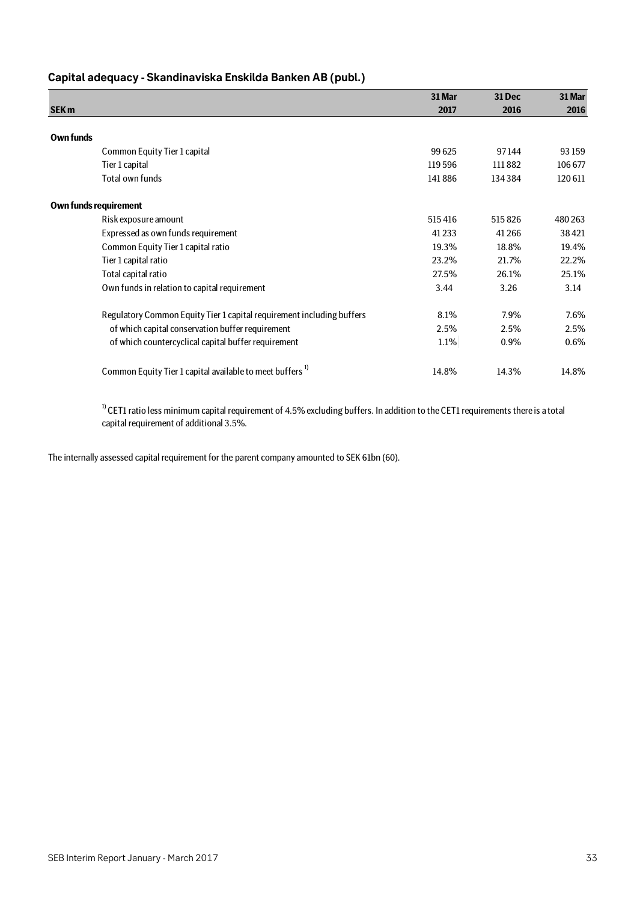## Capital adequacy - Skandinaviska Enskilda Banken AB (publ.)

| SEK m | 31 Mar 2017 | 31 Dec 2016 | 31 Mar 2016 |
|---|---|---|---|
| **Own funds** | | | |
| Common Equity Tier 1 capital | 99 625 | 97 144 | 93 159 |
| Tier 1 capital | 119 596 | 111 882 | 106 677 |
| Total own funds | 141 886 | 134 384 | 120 611 |
| **Own funds requirement** | | | |
| Risk exposure amount | 515 416 | 515 826 | 480 263 |
| Expressed as own funds requirement | 41 233 | 41 266 | 38 421 |
| Common Equity Tier 1 capital ratio | 19.3% | 18.8% | 19.4% |
| Tier 1 capital ratio | 23.2% | 21.7% | 22.2% |
| Total capital ratio | 27.5% | 26.1% | 25.1% |
| Own funds in relation to capital requirement | 3.44 | 3.26 | 3.14 |
| Regulatory Common Equity Tier 1 capital requirement including buffers | 8.1% | 7.9% | 7.6% |
| of which capital conservation buffer requirement | 2.5% | 2.5% | 2.5% |
| of which countercyclical capital buffer requirement | 1.1% | 0.9% | 0.6% |
| Common Equity Tier 1 capital available to meet buffers [1] | 14.8% | 14.3% | 14.8% |

[1] CET1 ratio less minimum capital requirement of 4.5% excluding buffers. In addition to the CET1 requirements there is a total capital requirement of additional 3.5%.

The internally assessed capital requirement for the parent company amounted to SEK 61bn (60).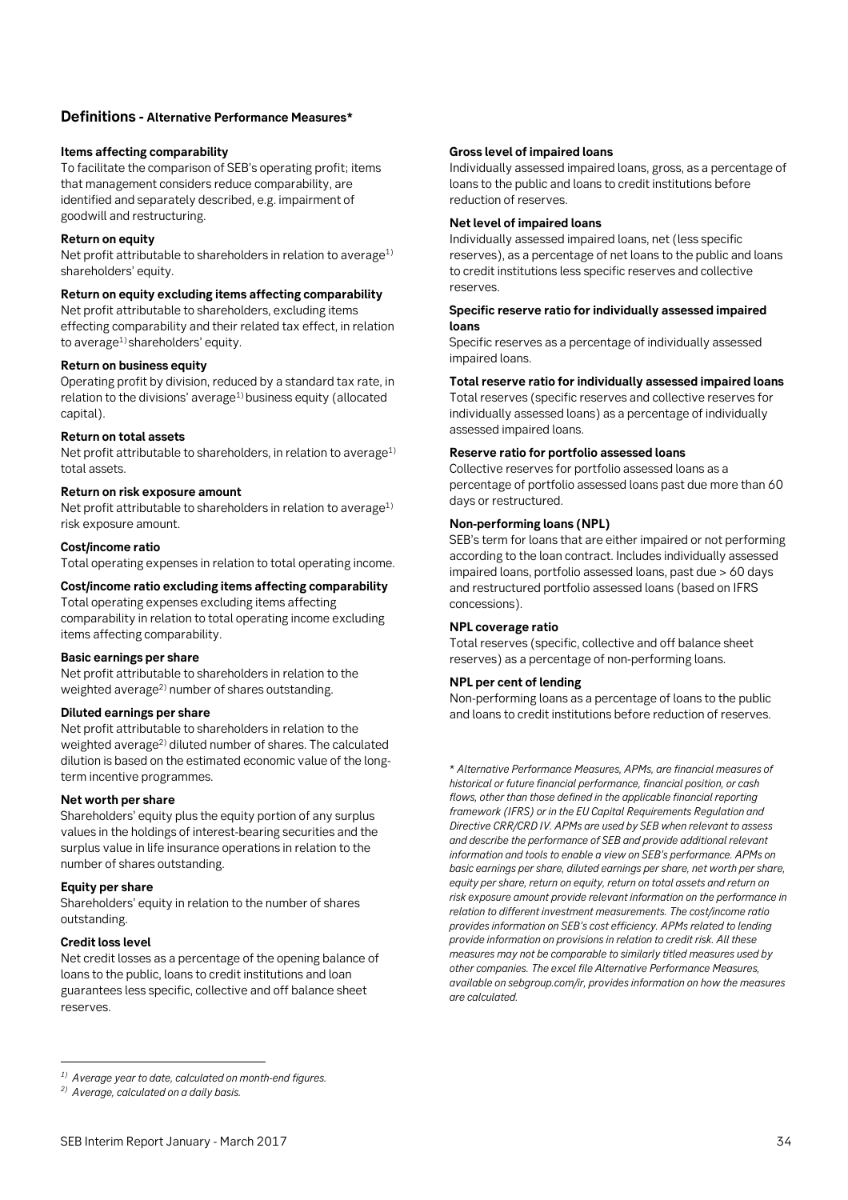## Definitions - Alternative Performance Measures*

**Items affecting comparability**
To facilitate the comparison of SEB's operating profit; items that management considers reduce comparability, are identified and separately described, e.g. impairment of goodwill and restructuring.

**Return on equity**
Net profit attributable to shareholders in relation to average[1] shareholders' equity.

**Return on equity excluding items affecting comparability**
Net profit attributable to shareholders, excluding items effecting comparability and their related tax effect, in relation to average[1] shareholders' equity.

**Return on business equity**
Operating profit by division, reduced by a standard tax rate, in relation to the divisions' average[1] business equity (allocated capital).

**Return on total assets**
Net profit attributable to shareholders, in relation to average[1] total assets.

**Return on risk exposure amount**
Net profit attributable to shareholders in relation to average[1] risk exposure amount.

**Cost/income ratio**
Total operating expenses in relation to total operating income.

**Cost/income ratio excluding items affecting comparability**
Total operating expenses excluding items affecting comparability in relation to total operating income excluding items affecting comparability.

**Basic earnings per share**
Net profit attributable to shareholders in relation to the weighted average[2] number of shares outstanding.

**Diluted earnings per share**
Net profit attributable to shareholders in relation to the weighted average[2] diluted number of shares. The calculated dilution is based on the estimated economic value of the long-term incentive programmes.

**Net worth per share**
Shareholders' equity plus the equity portion of any surplus values in the holdings of interest-bearing securities and the surplus value in life insurance operations in relation to the number of shares outstanding.

**Equity per share**
Shareholders' equity in relation to the number of shares outstanding.

**Credit loss level**
Net credit losses as a percentage of the opening balance of loans to the public, loans to credit institutions and loan guarantees less specific, collective and off balance sheet reserves.

**Gross level of impaired loans**
Individually assessed impaired loans, gross, as a percentage of loans to the public and loans to credit institutions before reduction of reserves.

**Net level of impaired loans**
Individually assessed impaired loans, net (less specific reserves), as a percentage of net loans to the public and loans to credit institutions less specific reserves and collective reserves.

**Specific reserve ratio for individually assessed impaired loans**
Specific reserves as a percentage of individually assessed impaired loans.

**Total reserve ratio for individually assessed impaired loans**
Total reserves (specific reserves and collective reserves for individually assessed loans) as a percentage of individually assessed impaired loans.

**Reserve ratio for portfolio assessed loans**
Collective reserves for portfolio assessed loans as a percentage of portfolio assessed loans past due more than 60 days or restructured.

**Non-performing loans (NPL)**
SEB's term for loans that are either impaired or not performing according to the loan contract. Includes individually assessed impaired loans, portfolio assessed loans, past due > 60 days and restructured portfolio assessed loans (based on IFRS concessions).

**NPL coverage ratio**
Total reserves (specific, collective and off balance sheet reserves) as a percentage of non-performing loans.

**NPL per cent of lending**
Non-performing loans as a percentage of loans to the public and loans to credit institutions before reduction of reserves.

*\* Alternative Performance Measures, APMs, are financial measures of historical or future financial performance, financial position, or cash flows, other than those defined in the applicable financial reporting framework (IFRS) or in the EU Capital Requirements Regulation and Directive CRR/CRD IV. APMs are used by SEB when relevant to assess and describe the performance of SEB and provide additional relevant information and tools to enable a view on SEB's performance. APMs on basic earnings per share, diluted earnings per share, net worth per share, equity per share, return on equity, return on total assets and return on risk exposure amount provide relevant information on the performance in relation to different investment measurements. The cost/income ratio provides information on SEB's cost efficiency. APMs related to lending provide information on provisions in relation to credit risk. All these measures may not be comparable to similarly titled measures used by other companies. The excel file Alternative Performance Measures, available on sebgroup.com/ir, provides information on how the measures are calculated.*

---

*[1] Average year to date, calculated on month-end figures.*

*[2] Average, calculated on a daily basis.*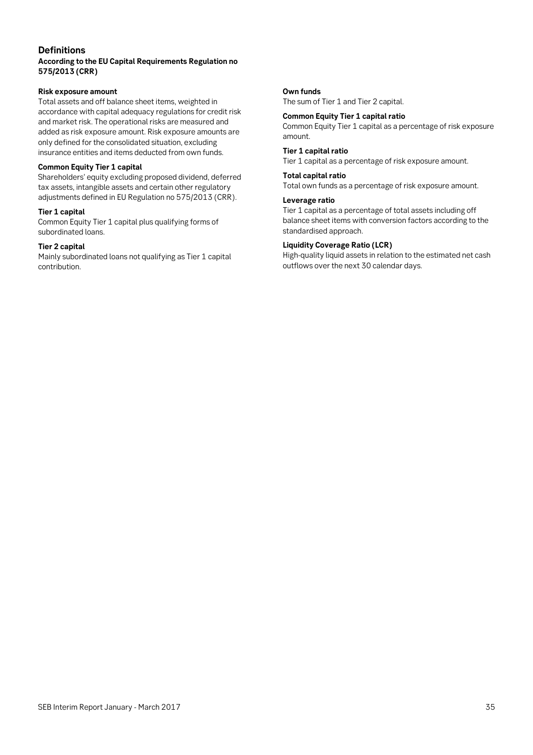## Definitions

**According to the EU Capital Requirements Regulation no 575/2013 (CRR)**

**Risk exposure amount**
Total assets and off balance sheet items, weighted in accordance with capital adequacy regulations for credit risk and market risk. The operational risks are measured and added as risk exposure amount. Risk exposure amounts are only defined for the consolidated situation, excluding insurance entities and items deducted from own funds.

**Common Equity Tier 1 capital**
Shareholders' equity excluding proposed dividend, deferred tax assets, intangible assets and certain other regulatory adjustments defined in EU Regulation no 575/2013 (CRR).

**Tier 1 capital**
Common Equity Tier 1 capital plus qualifying forms of subordinated loans.

**Tier 2 capital**
Mainly subordinated loans not qualifying as Tier 1 capital contribution.

**Own funds**
The sum of Tier 1 and Tier 2 capital.

**Common Equity Tier 1 capital ratio**
Common Equity Tier 1 capital as a percentage of risk exposure amount.

**Tier 1 capital ratio**
Tier 1 capital as a percentage of risk exposure amount.

**Total capital ratio**
Total own funds as a percentage of risk exposure amount.

**Leverage ratio**
Tier 1 capital as a percentage of total assets including off balance sheet items with conversion factors according to the standardised approach.

**Liquidity Coverage Ratio (LCR)**
High-quality liquid assets in relation to the estimated net cash outflows over the next 30 calendar days.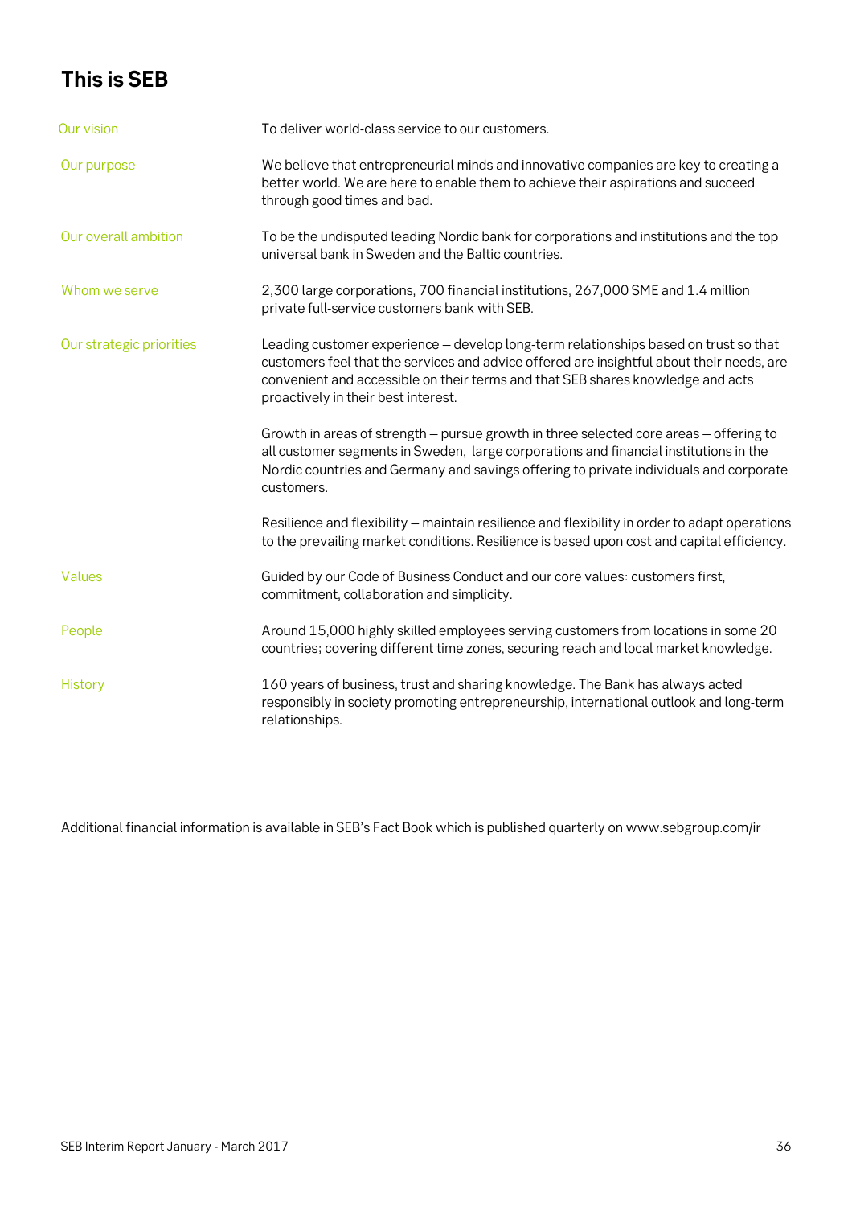# This is SEB

| | |
|---|---|
| Our vision | To deliver world-class service to our customers. |
| Our purpose | We believe that entrepreneurial minds and innovative companies are key to creating a better world. We are here to enable them to achieve their aspirations and succeed through good times and bad. |
| Our overall ambition | To be the undisputed leading Nordic bank for corporations and institutions and the top universal bank in Sweden and the Baltic countries. |
| Whom we serve | 2,300 large corporations, 700 financial institutions, 267,000 SME and 1.4 million private full-service customers bank with SEB. |
| Our strategic priorities | Leading customer experience – develop long-term relationships based on trust so that customers feel that the services and advice offered are insightful about their needs, are convenient and accessible on their terms and that SEB shares knowledge and acts proactively in their best interest.<br><br>Growth in areas of strength – pursue growth in three selected core areas – offering to all customer segments in Sweden, large corporations and financial institutions in the Nordic countries and Germany and savings offering to private individuals and corporate customers.<br><br>Resilience and flexibility – maintain resilience and flexibility in order to adapt operations to the prevailing market conditions. Resilience is based upon cost and capital efficiency. |
| Values | Guided by our Code of Business Conduct and our core values: customers first, commitment, collaboration and simplicity. |
| People | Around 15,000 highly skilled employees serving customers from locations in some 20 countries; covering different time zones, securing reach and local market knowledge. |
| History | 160 years of business, trust and sharing knowledge. The Bank has always acted responsibly in society promoting entrepreneurship, international outlook and long-term relationships. |

Additional financial information is available in SEB's Fact Book which is published quarterly on www.sebgroup.com/ir